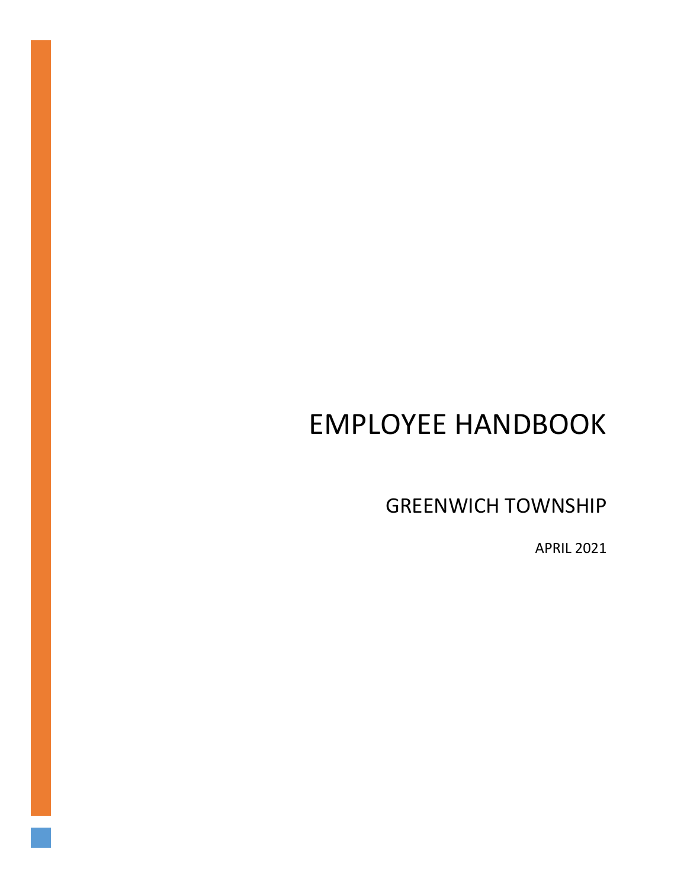# EMPLOYEE HANDBOOK

## GREENWICH TOWNSHIP

APRIL 2021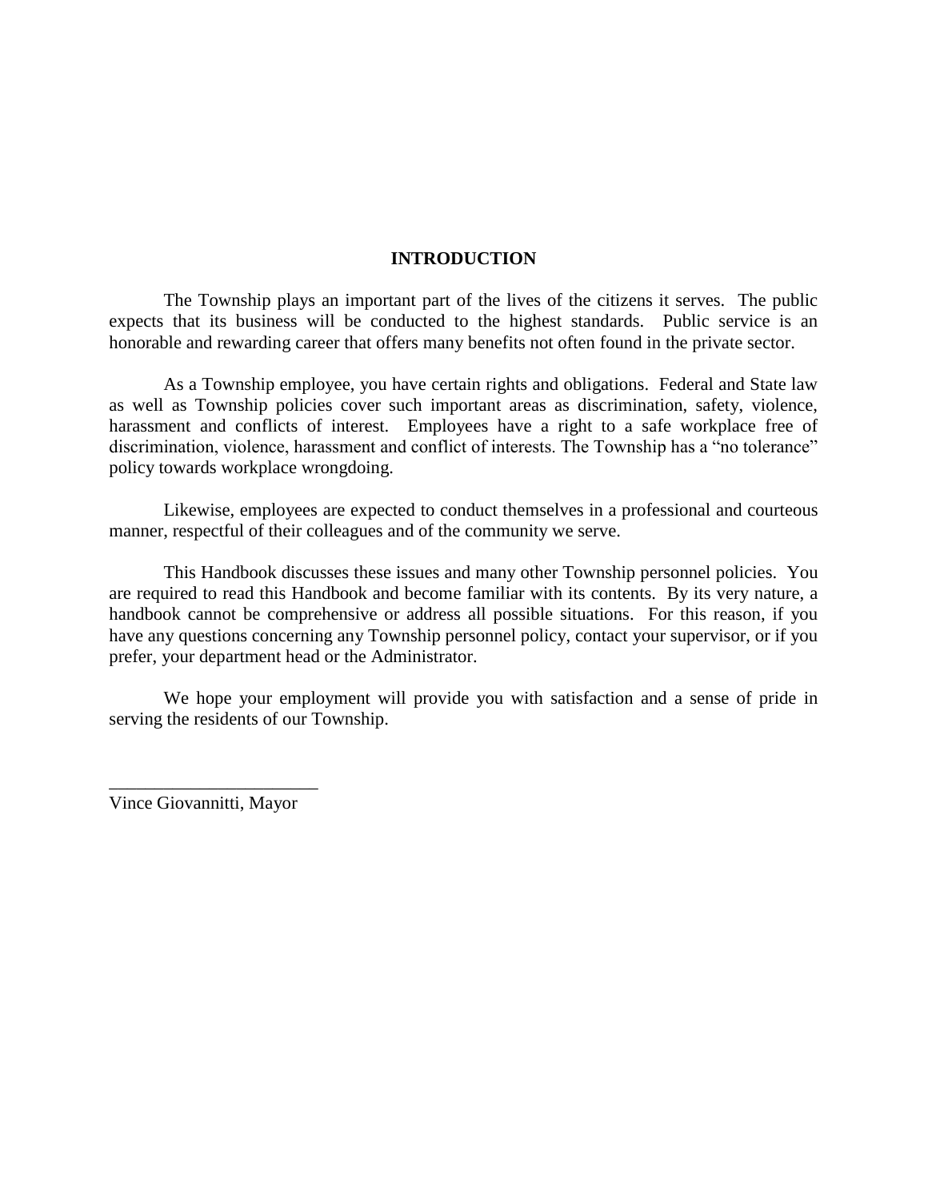# INTRODUCTION

The Township plays an important part of the lives of the citizens it serves. The public expects that its business will be conducted to the highest standards. Public service is an honorable and rewarding career that offers many benefits not often found in the private sector.

As a Township employee, you have certain rights and obligations. Federal and State law as well as Township policies cover such important areas as discrimination, safety, violence, harassment and conflicts of interest. Employees have a right to a safe workplace free of discrimination, violence, harassment and conflict of interests. The Township has a "no tolerance" policy towards workplace wrongdoing.

Likewise, employees are expected to conduct themselves in a professional and courteous manner, respectful of their colleagues and of the community we serve.

This Handbook discusses these issues and many other Township personnel policies. You are required to read this Handbook and become familiar with its contents. By its very nature, a handbook cannot be comprehensive or address all possible situations. For this reason, if you have any questions concerning any Township personnel policy, contact your supervisor, or if you prefer, your department head or the Administrator.

We hope your employment will provide you with satisfaction and a sense of pride in serving the residents of our Township.

_______________________

Vince Giovannitti, Mayor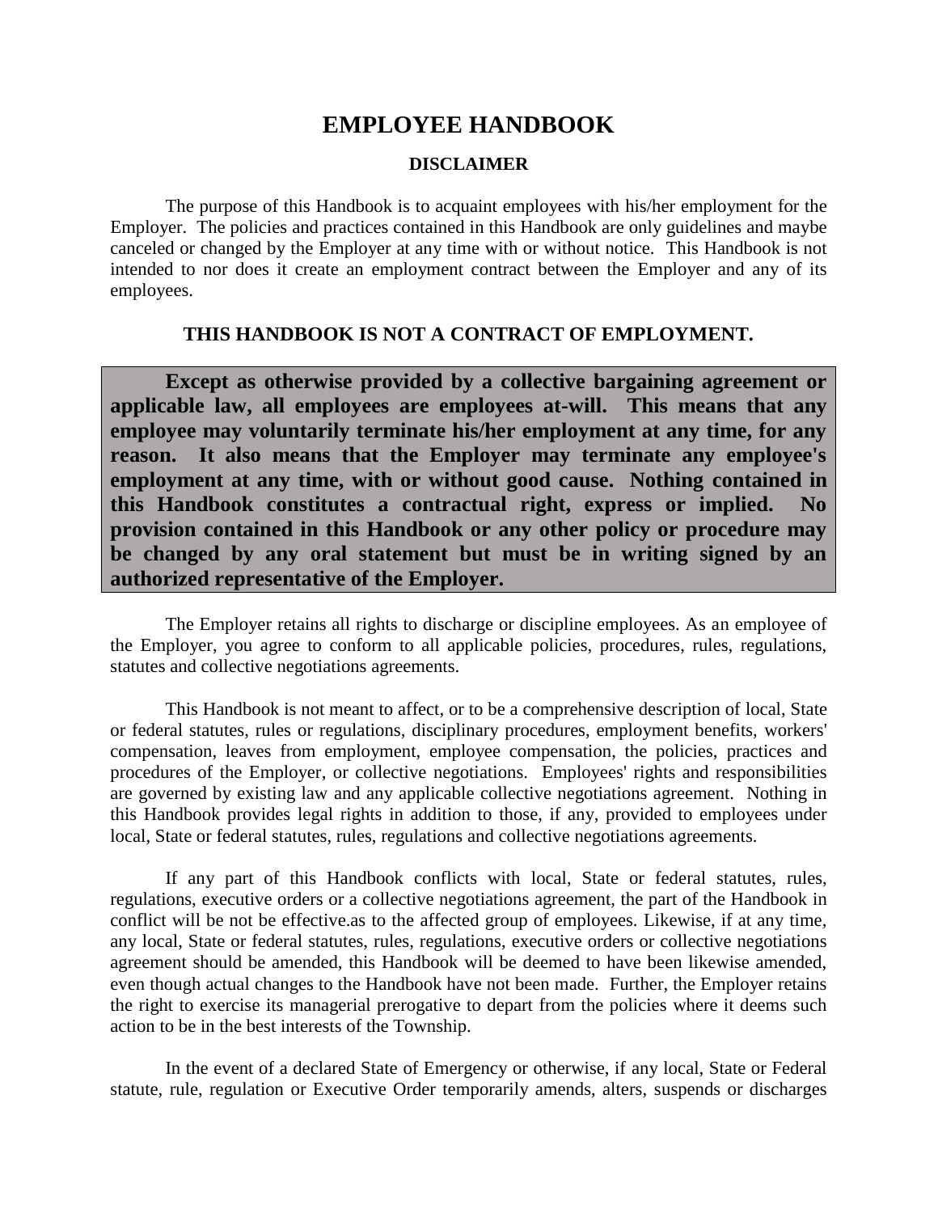# EMPLOYEE HANDBOOK

## DISCLAIMER

The purpose of this Handbook is to acquaint employees with his/her employment for the Employer. The policies and practices contained in this Handbook are only guidelines and maybe canceled or changed by the Employer at any time with or without notice. This Handbook is not intended to nor does it create an employment contract between the Employer and any of its employees.

**THIS HANDBOOK IS NOT A CONTRACT OF EMPLOYMENT.**

**Except as otherwise provided by a collective bargaining agreement or applicable law, all employees are employees at-will. This means that any employee may voluntarily terminate his/her employment at any time, for any reason. It also means that the Employer may terminate any employee's employment at any time, with or without good cause. Nothing contained in this Handbook constitutes a contractual right, express or implied. No provision contained in this Handbook or any other policy or procedure may be changed by any oral statement but must be in writing signed by an authorized representative of the Employer.**

The Employer retains all rights to discharge or discipline employees. As an employee of the Employer, you agree to conform to all applicable policies, procedures, rules, regulations, statutes and collective negotiations agreements.

This Handbook is not meant to affect, or to be a comprehensive description of local, State or federal statutes, rules or regulations, disciplinary procedures, employment benefits, workers' compensation, leaves from employment, employee compensation, the policies, practices and procedures of the Employer, or collective negotiations. Employees' rights and responsibilities are governed by existing law and any applicable collective negotiations agreement. Nothing in this Handbook provides legal rights in addition to those, if any, provided to employees under local, State or federal statutes, rules, regulations and collective negotiations agreements.

If any part of this Handbook conflicts with local, State or federal statutes, rules, regulations, executive orders or a collective negotiations agreement, the part of the Handbook in conflict will be not be effective.as to the affected group of employees. Likewise, if at any time, any local, State or federal statutes, rules, regulations, executive orders or collective negotiations agreement should be amended, this Handbook will be deemed to have been likewise amended, even though actual changes to the Handbook have not been made. Further, the Employer retains the right to exercise its managerial prerogative to depart from the policies where it deems such action to be in the best interests of the Township.

In the event of a declared State of Emergency or otherwise, if any local, State or Federal statute, rule, regulation or Executive Order temporarily amends, alters, suspends or discharges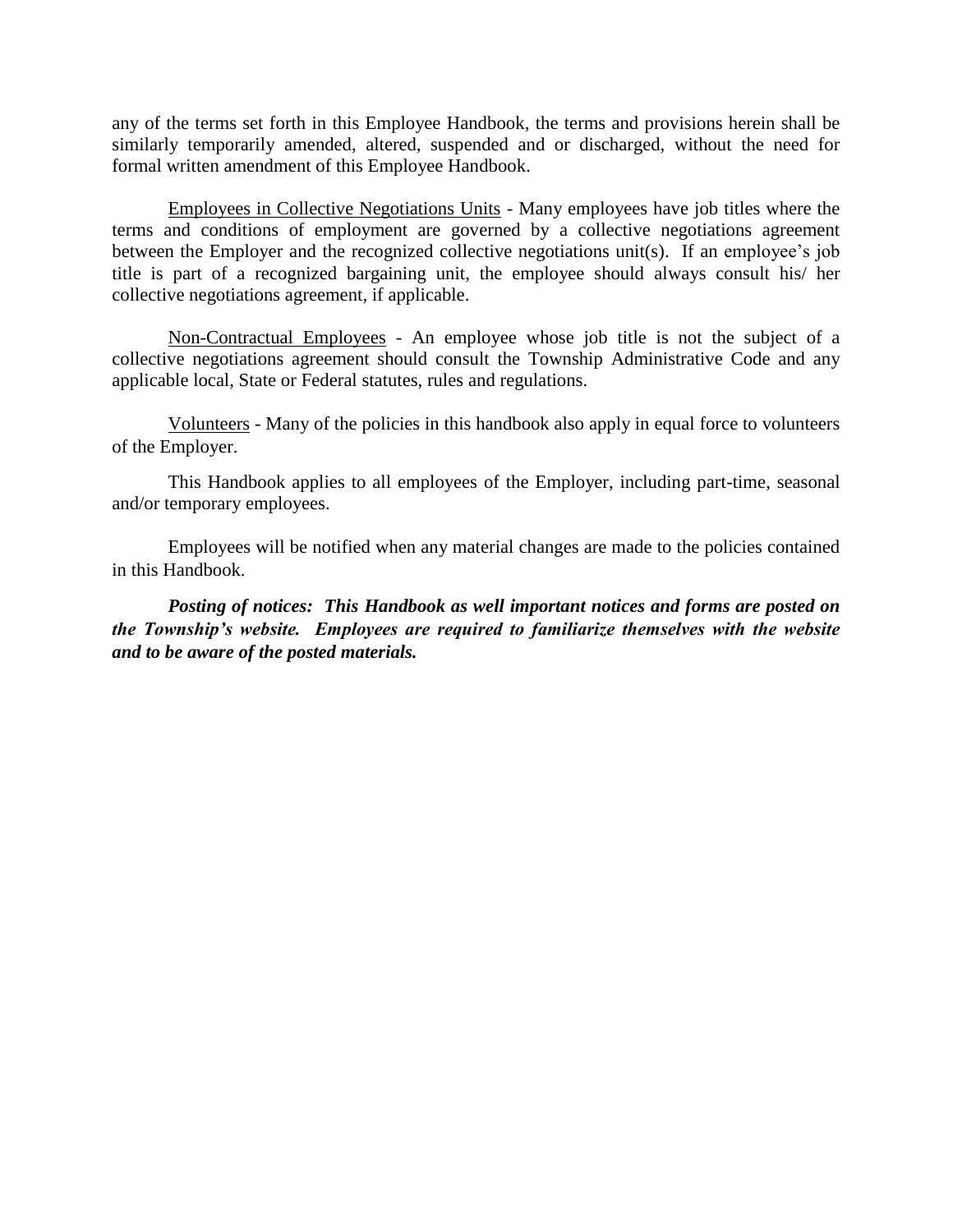any of the terms set forth in this Employee Handbook, the terms and provisions herein shall be similarly temporarily amended, altered, suspended and or discharged, without the need for formal written amendment of this Employee Handbook.

<u>Employees in Collective Negotiations Units</u> - Many employees have job titles where the terms and conditions of employment are governed by a collective negotiations agreement between the Employer and the recognized collective negotiations unit(s). If an employee's job title is part of a recognized bargaining unit, the employee should always consult his/ her collective negotiations agreement, if applicable.

<u>Non-Contractual Employees</u> - An employee whose job title is not the subject of a collective negotiations agreement should consult the Township Administrative Code and any applicable local, State or Federal statutes, rules and regulations.

<u>Volunteers</u> - Many of the policies in this handbook also apply in equal force to volunteers of the Employer.

This Handbook applies to all employees of the Employer, including part-time, seasonal and/or temporary employees.

Employees will be notified when any material changes are made to the policies contained in this Handbook.

***Posting of notices: This Handbook as well important notices and forms are posted on the Township's website. Employees are required to familiarize themselves with the website and to be aware of the posted materials.***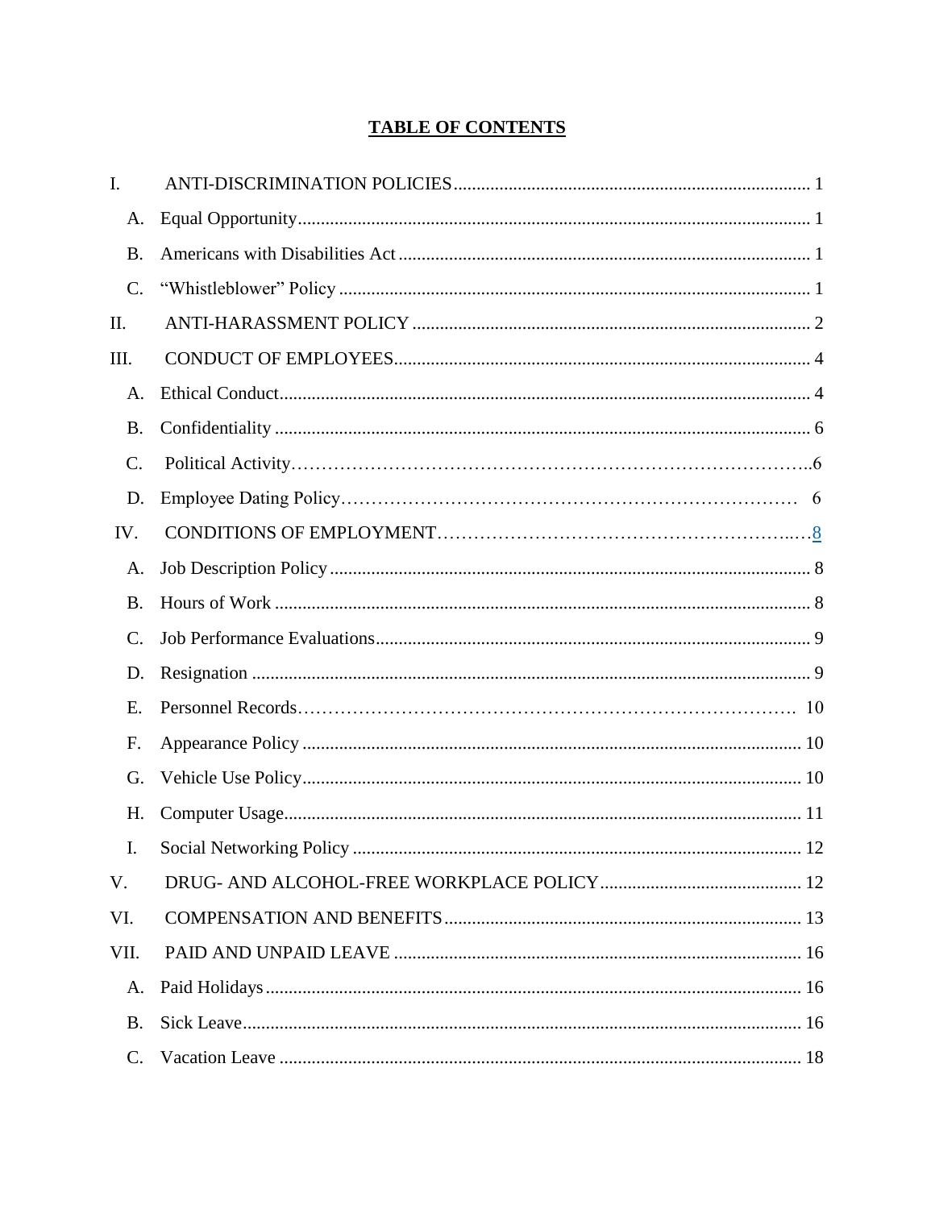# TABLE OF CONTENTS

I. ANTI-DISCRIMINATION POLICIES ............................................................................ 1

- A. Equal Opportunity ............................................................................................... 1
- B. Americans with Disabilities Act ......................................................................... 1
- C. "Whistleblower" Policy ...................................................................................... 1

II. ANTI-HARASSMENT POLICY ..................................................................................... 2

III. CONDUCT OF EMPLOYEES ......................................................................................... 4

- A. Ethical Conduct .................................................................................................. 4
- B. Confidentiality ................................................................................................... 6
- C. Political Activity ................................................................................................ 6
- D. Employee Dating Policy ..................................................................................... 6

IV. CONDITIONS OF EMPLOYMENT ................................................................................. 8

- A. Job Description Policy ....................................................................................... 8
- B. Hours of Work ................................................................................................... 8
- C. Job Performance Evaluations ............................................................................. 9
- D. Resignation ........................................................................................................ 9
- E. Personnel Records ............................................................................................ 10
- F. Appearance Policy ............................................................................................ 10
- G. Vehicle Use Policy ............................................................................................ 10
- H. Computer Usage ............................................................................................... 11
- I. Social Networking Policy ................................................................................... 12

V. DRUG- AND ALCOHOL-FREE WORKPLACE POLICY ............................................ 12

VI. COMPENSATION AND BENEFITS ............................................................................. 13

VII. PAID AND UNPAID LEAVE ....................................................................................... 16

- A. Paid Holidays .................................................................................................... 16
- B. Sick Leave ......................................................................................................... 16
- C. Vacation Leave ................................................................................................. 18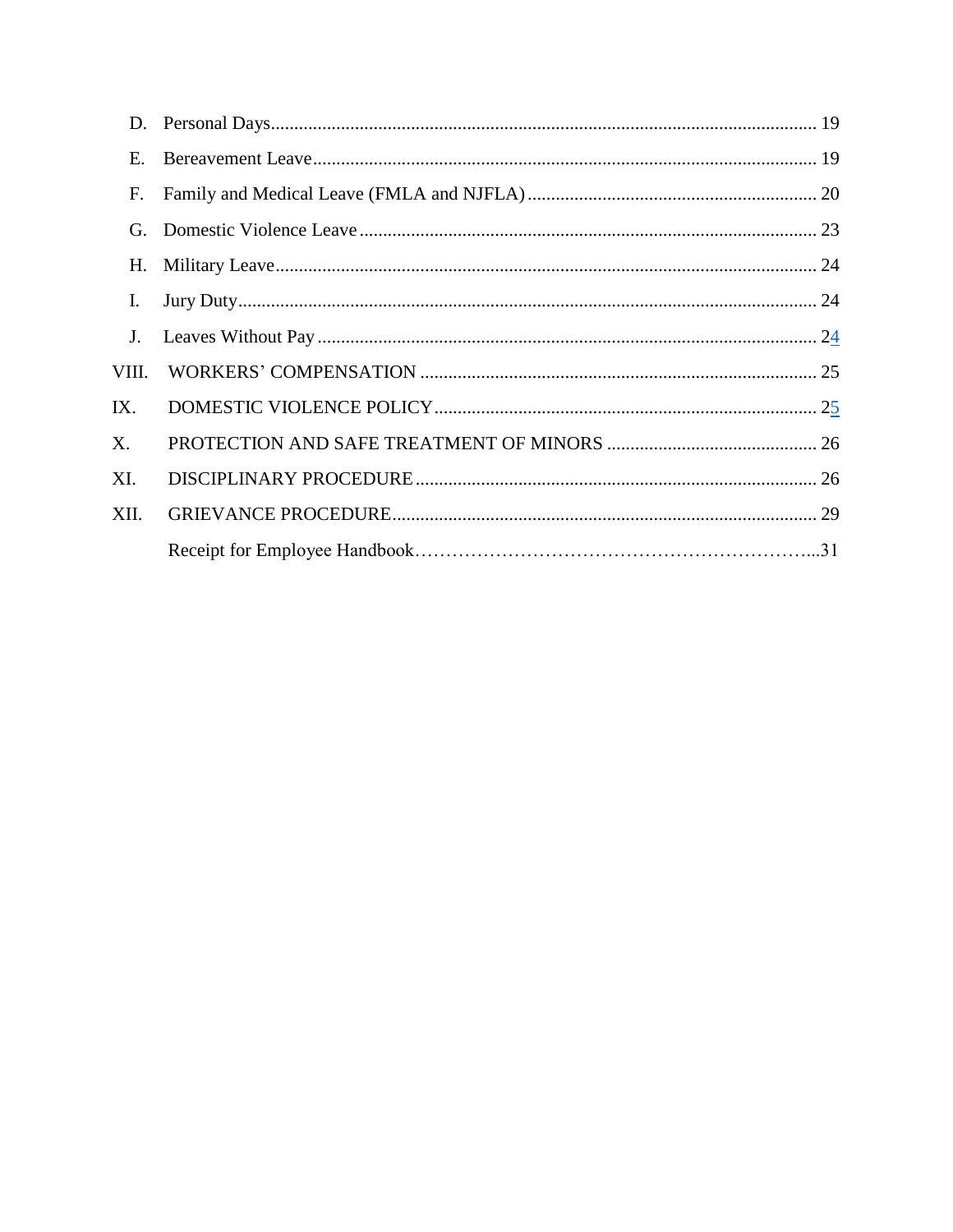D. Personal Days .......... 19

E. Bereavement Leave .......... 19

F. Family and Medical Leave (FMLA and NJFLA) .......... 20

G. Domestic Violence Leave .......... 23

H. Military Leave .......... 24

I. Jury Duty .......... 24

J. Leaves Without Pay .......... 24

VIII. WORKERS' COMPENSATION .......... 25

IX. DOMESTIC VIOLENCE POLICY .......... 25

X. PROTECTION AND SAFE TREATMENT OF MINORS .......... 26

XI. DISCIPLINARY PROCEDURE .......... 26

XII. GRIEVANCE PROCEDURE .......... 29

Receipt for Employee Handbook .......... 31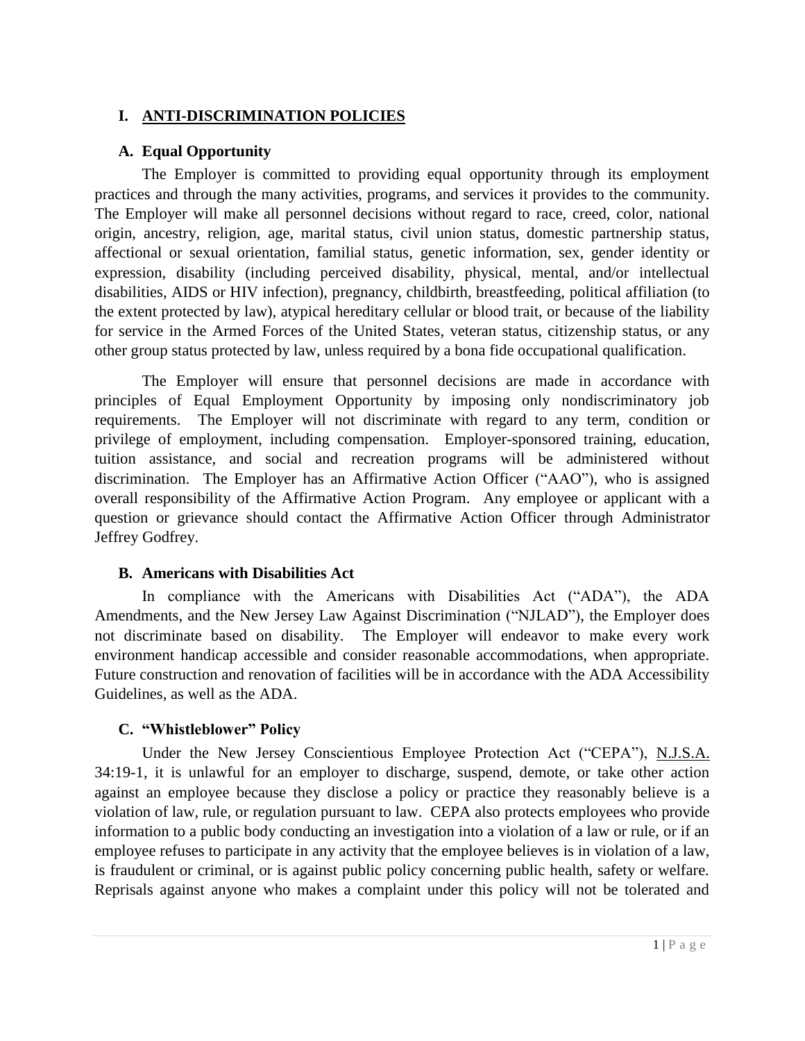# I. ANTI-DISCRIMINATION POLICIES

## A. Equal Opportunity

The Employer is committed to providing equal opportunity through its employment practices and through the many activities, programs, and services it provides to the community. The Employer will make all personnel decisions without regard to race, creed, color, national origin, ancestry, religion, age, marital status, civil union status, domestic partnership status, affectional or sexual orientation, familial status, genetic information, sex, gender identity or expression, disability (including perceived disability, physical, mental, and/or intellectual disabilities, AIDS or HIV infection), pregnancy, childbirth, breastfeeding, political affiliation (to the extent protected by law), atypical hereditary cellular or blood trait, or because of the liability for service in the Armed Forces of the United States, veteran status, citizenship status, or any other group status protected by law, unless required by a bona fide occupational qualification.

The Employer will ensure that personnel decisions are made in accordance with principles of Equal Employment Opportunity by imposing only nondiscriminatory job requirements. The Employer will not discriminate with regard to any term, condition or privilege of employment, including compensation. Employer-sponsored training, education, tuition assistance, and social and recreation programs will be administered without discrimination. The Employer has an Affirmative Action Officer ("AAO"), who is assigned overall responsibility of the Affirmative Action Program. Any employee or applicant with a question or grievance should contact the Affirmative Action Officer through Administrator Jeffrey Godfrey.

## B. Americans with Disabilities Act

In compliance with the Americans with Disabilities Act ("ADA"), the ADA Amendments, and the New Jersey Law Against Discrimination ("NJLAD"), the Employer does not discriminate based on disability. The Employer will endeavor to make every work environment handicap accessible and consider reasonable accommodations, when appropriate. Future construction and renovation of facilities will be in accordance with the ADA Accessibility Guidelines, as well as the ADA.

## C. "Whistleblower" Policy

Under the New Jersey Conscientious Employee Protection Act ("CEPA"), N.J.S.A. 34:19-1, it is unlawful for an employer to discharge, suspend, demote, or take other action against an employee because they disclose a policy or practice they reasonably believe is a violation of law, rule, or regulation pursuant to law. CEPA also protects employees who provide information to a public body conducting an investigation into a violation of a law or rule, or if an employee refuses to participate in any activity that the employee believes is in violation of a law, is fraudulent or criminal, or is against public policy concerning public health, safety or welfare. Reprisals against anyone who makes a complaint under this policy will not be tolerated and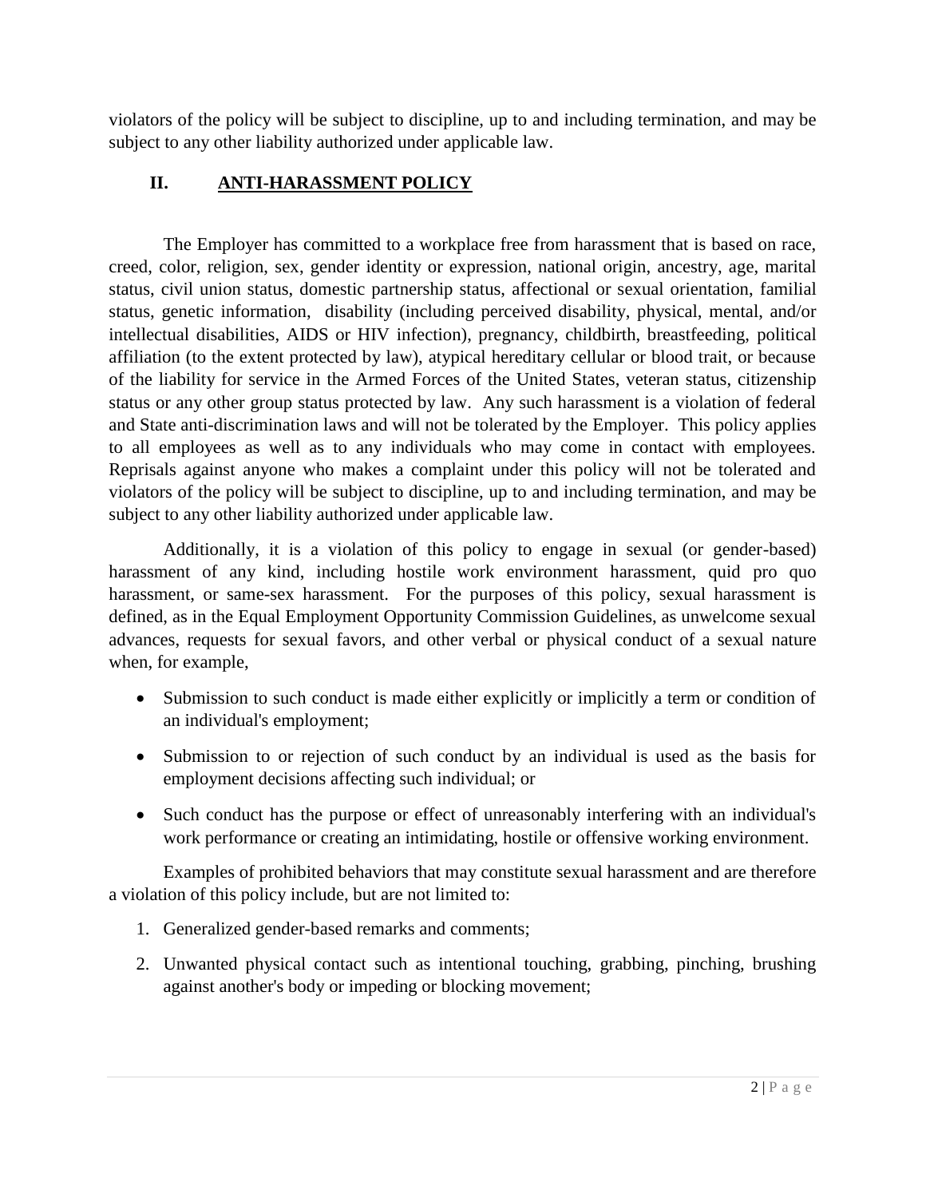violators of the policy will be subject to discipline, up to and including termination, and may be subject to any other liability authorized under applicable law.

## II. ANTI-HARASSMENT POLICY

The Employer has committed to a workplace free from harassment that is based on race, creed, color, religion, sex, gender identity or expression, national origin, ancestry, age, marital status, civil union status, domestic partnership status, affectional or sexual orientation, familial status, genetic information, disability (including perceived disability, physical, mental, and/or intellectual disabilities, AIDS or HIV infection), pregnancy, childbirth, breastfeeding, political affiliation (to the extent protected by law), atypical hereditary cellular or blood trait, or because of the liability for service in the Armed Forces of the United States, veteran status, citizenship status or any other group status protected by law. Any such harassment is a violation of federal and State anti-discrimination laws and will not be tolerated by the Employer. This policy applies to all employees as well as to any individuals who may come in contact with employees. Reprisals against anyone who makes a complaint under this policy will not be tolerated and violators of the policy will be subject to discipline, up to and including termination, and may be subject to any other liability authorized under applicable law.

Additionally, it is a violation of this policy to engage in sexual (or gender-based) harassment of any kind, including hostile work environment harassment, quid pro quo harassment, or same-sex harassment. For the purposes of this policy, sexual harassment is defined, as in the Equal Employment Opportunity Commission Guidelines, as unwelcome sexual advances, requests for sexual favors, and other verbal or physical conduct of a sexual nature when, for example,

- Submission to such conduct is made either explicitly or implicitly a term or condition of an individual's employment;
- Submission to or rejection of such conduct by an individual is used as the basis for employment decisions affecting such individual; or
- Such conduct has the purpose or effect of unreasonably interfering with an individual's work performance or creating an intimidating, hostile or offensive working environment.

Examples of prohibited behaviors that may constitute sexual harassment and are therefore a violation of this policy include, but are not limited to:

1. Generalized gender-based remarks and comments;
2. Unwanted physical contact such as intentional touching, grabbing, pinching, brushing against another's body or impeding or blocking movement;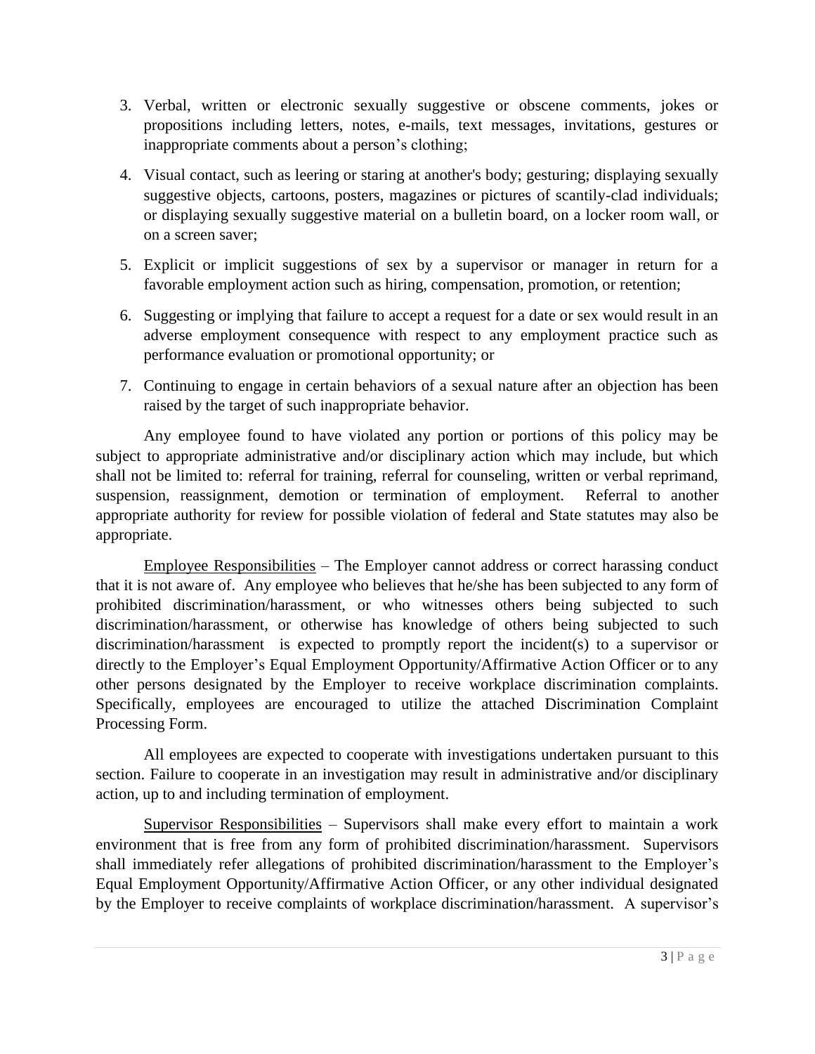3. Verbal, written or electronic sexually suggestive or obscene comments, jokes or propositions including letters, notes, e-mails, text messages, invitations, gestures or inappropriate comments about a person's clothing;
4. Visual contact, such as leering or staring at another's body; gesturing; displaying sexually suggestive objects, cartoons, posters, magazines or pictures of scantily-clad individuals; or displaying sexually suggestive material on a bulletin board, on a locker room wall, or on a screen saver;
5. Explicit or implicit suggestions of sex by a supervisor or manager in return for a favorable employment action such as hiring, compensation, promotion, or retention;
6. Suggesting or implying that failure to accept a request for a date or sex would result in an adverse employment consequence with respect to any employment practice such as performance evaluation or promotional opportunity; or
7. Continuing to engage in certain behaviors of a sexual nature after an objection has been raised by the target of such inappropriate behavior.

Any employee found to have violated any portion or portions of this policy may be subject to appropriate administrative and/or disciplinary action which may include, but which shall not be limited to: referral for training, referral for counseling, written or verbal reprimand, suspension, reassignment, demotion or termination of employment. Referral to another appropriate authority for review for possible violation of federal and State statutes may also be appropriate.

<u>Employee Responsibilities</u> – The Employer cannot address or correct harassing conduct that it is not aware of. Any employee who believes that he/she has been subjected to any form of prohibited discrimination/harassment, or who witnesses others being subjected to such discrimination/harassment, or otherwise has knowledge of others being subjected to such discrimination/harassment is expected to promptly report the incident(s) to a supervisor or directly to the Employer's Equal Employment Opportunity/Affirmative Action Officer or to any other persons designated by the Employer to receive workplace discrimination complaints. Specifically, employees are encouraged to utilize the attached Discrimination Complaint Processing Form.

All employees are expected to cooperate with investigations undertaken pursuant to this section. Failure to cooperate in an investigation may result in administrative and/or disciplinary action, up to and including termination of employment.

<u>Supervisor Responsibilities</u> – Supervisors shall make every effort to maintain a work environment that is free from any form of prohibited discrimination/harassment. Supervisors shall immediately refer allegations of prohibited discrimination/harassment to the Employer's Equal Employment Opportunity/Affirmative Action Officer, or any other individual designated by the Employer to receive complaints of workplace discrimination/harassment. A supervisor's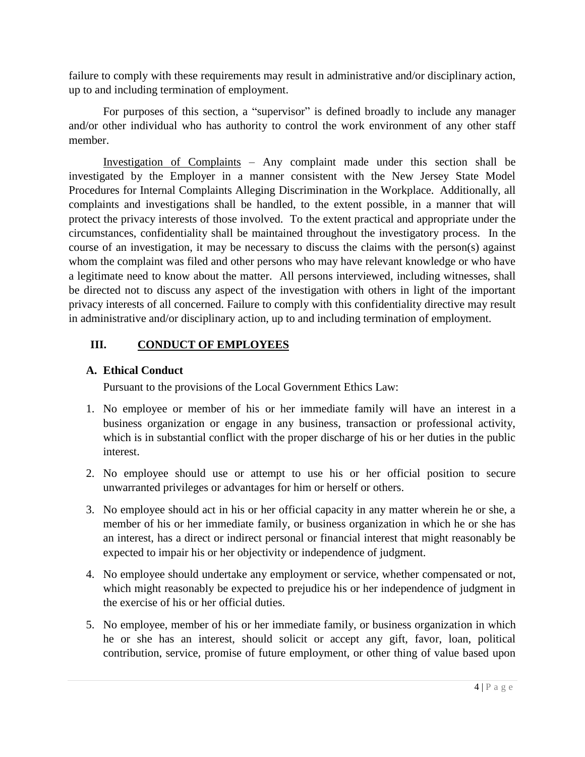failure to comply with these requirements may result in administrative and/or disciplinary action, up to and including termination of employment.

For purposes of this section, a "supervisor" is defined broadly to include any manager and/or other individual who has authority to control the work environment of any other staff member.

Investigation of Complaints – Any complaint made under this section shall be investigated by the Employer in a manner consistent with the New Jersey State Model Procedures for Internal Complaints Alleging Discrimination in the Workplace. Additionally, all complaints and investigations shall be handled, to the extent possible, in a manner that will protect the privacy interests of those involved. To the extent practical and appropriate under the circumstances, confidentiality shall be maintained throughout the investigatory process. In the course of an investigation, it may be necessary to discuss the claims with the person(s) against whom the complaint was filed and other persons who may have relevant knowledge or who have a legitimate need to know about the matter. All persons interviewed, including witnesses, shall be directed not to discuss any aspect of the investigation with others in light of the important privacy interests of all concerned. Failure to comply with this confidentiality directive may result in administrative and/or disciplinary action, up to and including termination of employment.

## III. CONDUCT OF EMPLOYEES

### A. Ethical Conduct

Pursuant to the provisions of the Local Government Ethics Law:

1. No employee or member of his or her immediate family will have an interest in a business organization or engage in any business, transaction or professional activity, which is in substantial conflict with the proper discharge of his or her duties in the public interest.
2. No employee should use or attempt to use his or her official position to secure unwarranted privileges or advantages for him or herself or others.
3. No employee should act in his or her official capacity in any matter wherein he or she, a member of his or her immediate family, or business organization in which he or she has an interest, has a direct or indirect personal or financial interest that might reasonably be expected to impair his or her objectivity or independence of judgment.
4. No employee should undertake any employment or service, whether compensated or not, which might reasonably be expected to prejudice his or her independence of judgment in the exercise of his or her official duties.
5. No employee, member of his or her immediate family, or business organization in which he or she has an interest, should solicit or accept any gift, favor, loan, political contribution, service, promise of future employment, or other thing of value based upon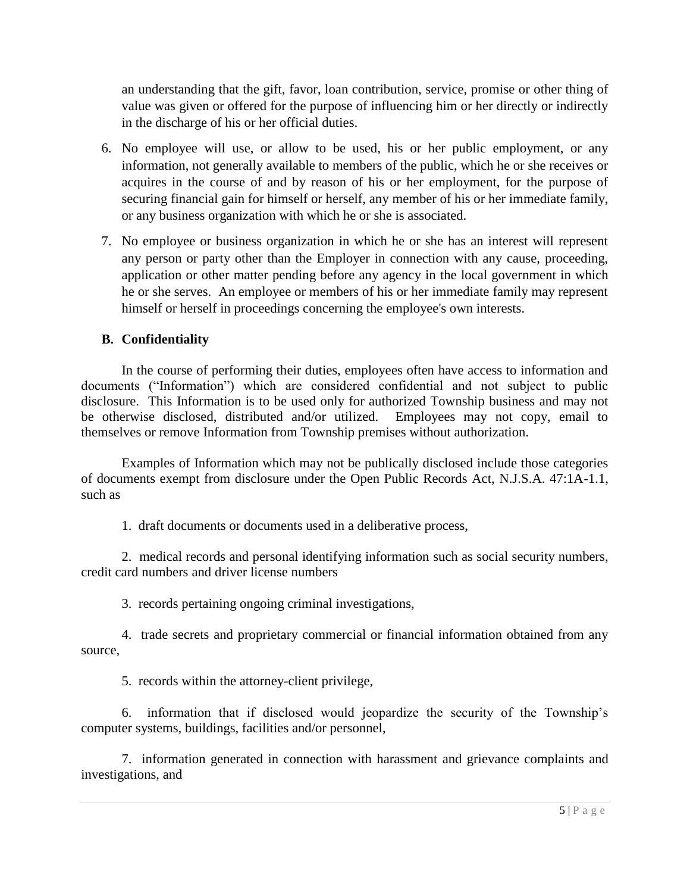an understanding that the gift, favor, loan contribution, service, promise or other thing of value was given or offered for the purpose of influencing him or her directly or indirectly in the discharge of his or her official duties.

6. No employee will use, or allow to be used, his or her public employment, or any information, not generally available to members of the public, which he or she receives or acquires in the course of and by reason of his or her employment, for the purpose of securing financial gain for himself or herself, any member of his or her immediate family, or any business organization with which he or she is associated.

7. No employee or business organization in which he or she has an interest will represent any person or party other than the Employer in connection with any cause, proceeding, application or other matter pending before any agency in the local government in which he or she serves. An employee or members of his or her immediate family may represent himself or herself in proceedings concerning the employee's own interests.

**B. Confidentiality**

In the course of performing their duties, employees often have access to information and documents ("Information") which are considered confidential and not subject to public disclosure. This Information is to be used only for authorized Township business and may not be otherwise disclosed, distributed and/or utilized. Employees may not copy, email to themselves or remove Information from Township premises without authorization.

Examples of Information which may not be publically disclosed include those categories of documents exempt from disclosure under the Open Public Records Act, N.J.S.A. 47:1A-1.1, such as

1. draft documents or documents used in a deliberative process,

2. medical records and personal identifying information such as social security numbers, credit card numbers and driver license numbers

3. records pertaining ongoing criminal investigations,

4. trade secrets and proprietary commercial or financial information obtained from any source,

5. records within the attorney-client privilege,

6. information that if disclosed would jeopardize the security of the Township's computer systems, buildings, facilities and/or personnel,

7. information generated in connection with harassment and grievance complaints and investigations, and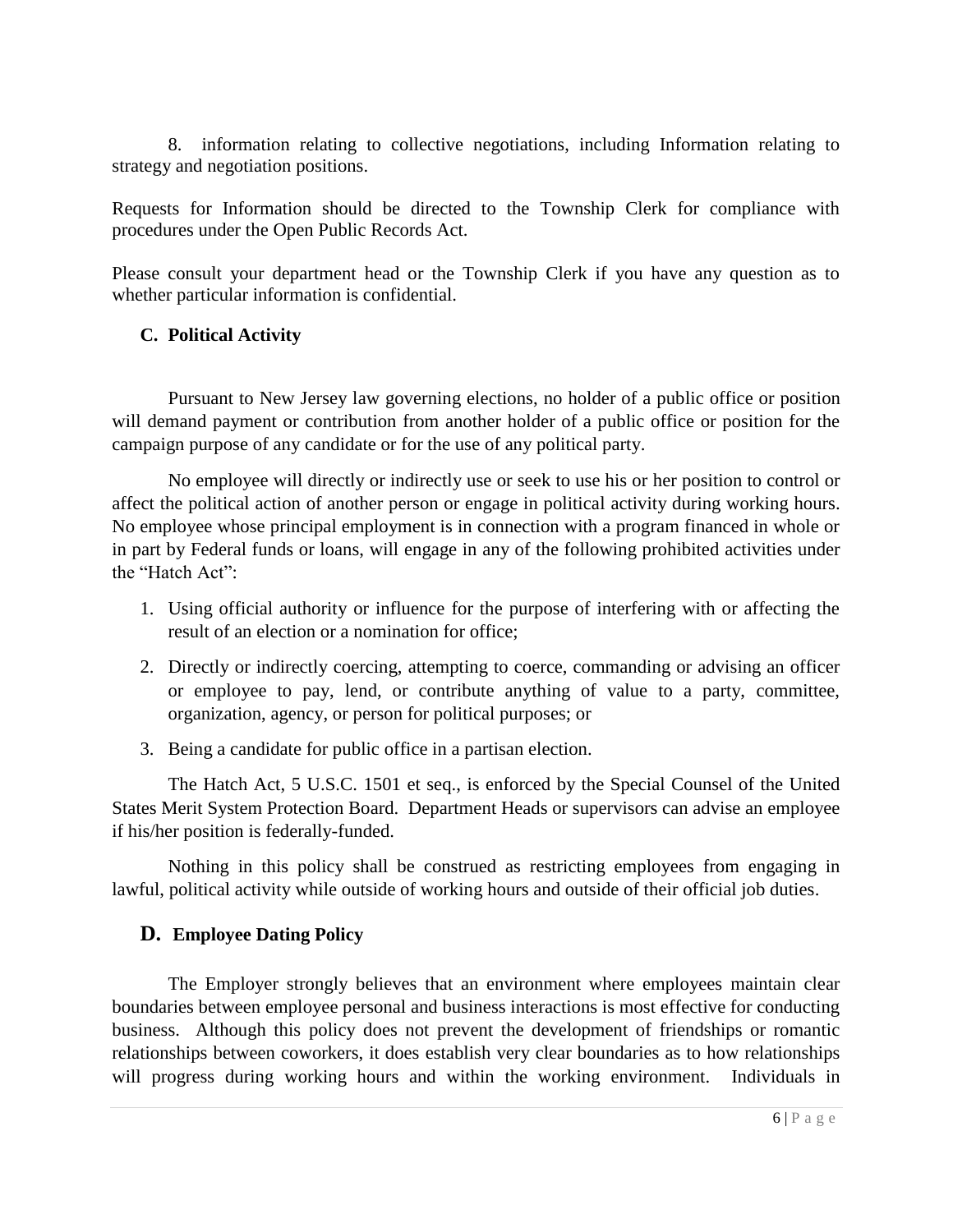8. information relating to collective negotiations, including Information relating to strategy and negotiation positions.

Requests for Information should be directed to the Township Clerk for compliance with procedures under the Open Public Records Act.

Please consult your department head or the Township Clerk if you have any question as to whether particular information is confidential.

### C. Political Activity

Pursuant to New Jersey law governing elections, no holder of a public office or position will demand payment or contribution from another holder of a public office or position for the campaign purpose of any candidate or for the use of any political party.

No employee will directly or indirectly use or seek to use his or her position to control or affect the political action of another person or engage in political activity during working hours. No employee whose principal employment is in connection with a program financed in whole or in part by Federal funds or loans, will engage in any of the following prohibited activities under the "Hatch Act":

1. Using official authority or influence for the purpose of interfering with or affecting the result of an election or a nomination for office;
2. Directly or indirectly coercing, attempting to coerce, commanding or advising an officer or employee to pay, lend, or contribute anything of value to a party, committee, organization, agency, or person for political purposes; or
3. Being a candidate for public office in a partisan election.

The Hatch Act, 5 U.S.C. 1501 et seq., is enforced by the Special Counsel of the United States Merit System Protection Board. Department Heads or supervisors can advise an employee if his/her position is federally-funded.

Nothing in this policy shall be construed as restricting employees from engaging in lawful, political activity while outside of working hours and outside of their official job duties.

### D. Employee Dating Policy

The Employer strongly believes that an environment where employees maintain clear boundaries between employee personal and business interactions is most effective for conducting business. Although this policy does not prevent the development of friendships or romantic relationships between coworkers, it does establish very clear boundaries as to how relationships will progress during working hours and within the working environment. Individuals in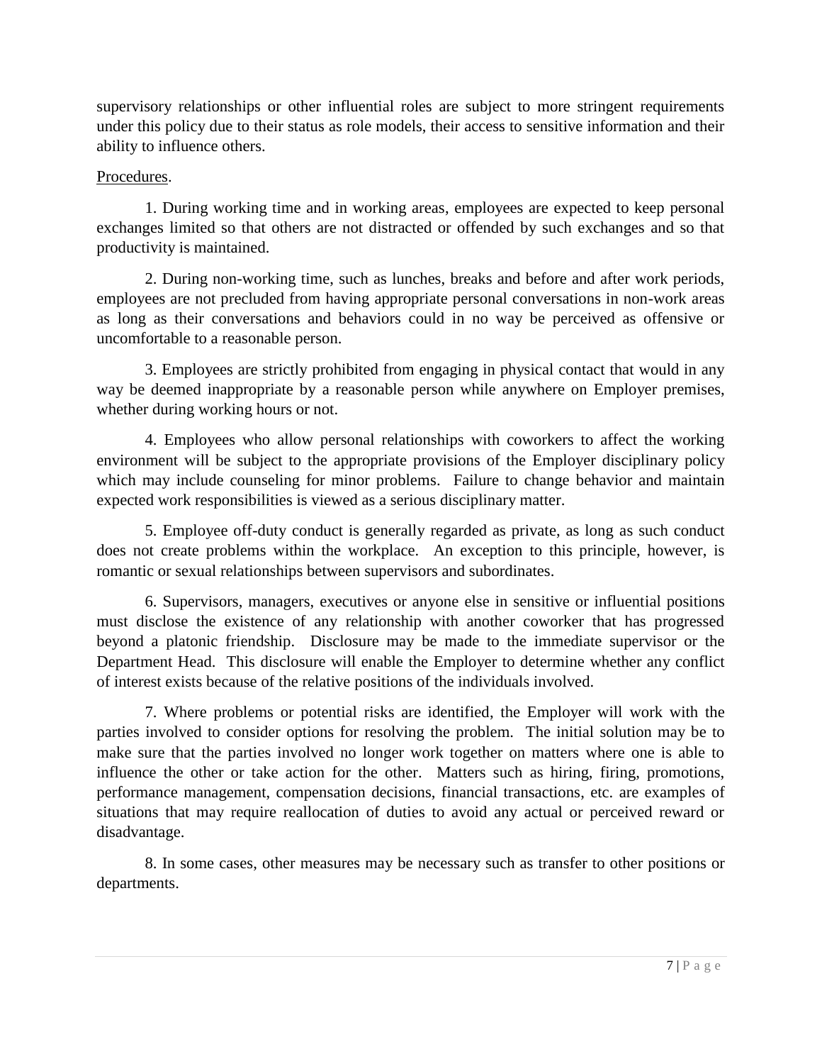supervisory relationships or other influential roles are subject to more stringent requirements under this policy due to their status as role models, their access to sensitive information and their ability to influence others.

<u>Procedures</u>.

1. During working time and in working areas, employees are expected to keep personal exchanges limited so that others are not distracted or offended by such exchanges and so that productivity is maintained.

2. During non-working time, such as lunches, breaks and before and after work periods, employees are not precluded from having appropriate personal conversations in non-work areas as long as their conversations and behaviors could in no way be perceived as offensive or uncomfortable to a reasonable person.

3. Employees are strictly prohibited from engaging in physical contact that would in any way be deemed inappropriate by a reasonable person while anywhere on Employer premises, whether during working hours or not.

4. Employees who allow personal relationships with coworkers to affect the working environment will be subject to the appropriate provisions of the Employer disciplinary policy which may include counseling for minor problems. Failure to change behavior and maintain expected work responsibilities is viewed as a serious disciplinary matter.

5. Employee off-duty conduct is generally regarded as private, as long as such conduct does not create problems within the workplace. An exception to this principle, however, is romantic or sexual relationships between supervisors and subordinates.

6. Supervisors, managers, executives or anyone else in sensitive or influential positions must disclose the existence of any relationship with another coworker that has progressed beyond a platonic friendship. Disclosure may be made to the immediate supervisor or the Department Head. This disclosure will enable the Employer to determine whether any conflict of interest exists because of the relative positions of the individuals involved.

7. Where problems or potential risks are identified, the Employer will work with the parties involved to consider options for resolving the problem. The initial solution may be to make sure that the parties involved no longer work together on matters where one is able to influence the other or take action for the other. Matters such as hiring, firing, promotions, performance management, compensation decisions, financial transactions, etc. are examples of situations that may require reallocation of duties to avoid any actual or perceived reward or disadvantage.

8. In some cases, other measures may be necessary such as transfer to other positions or departments.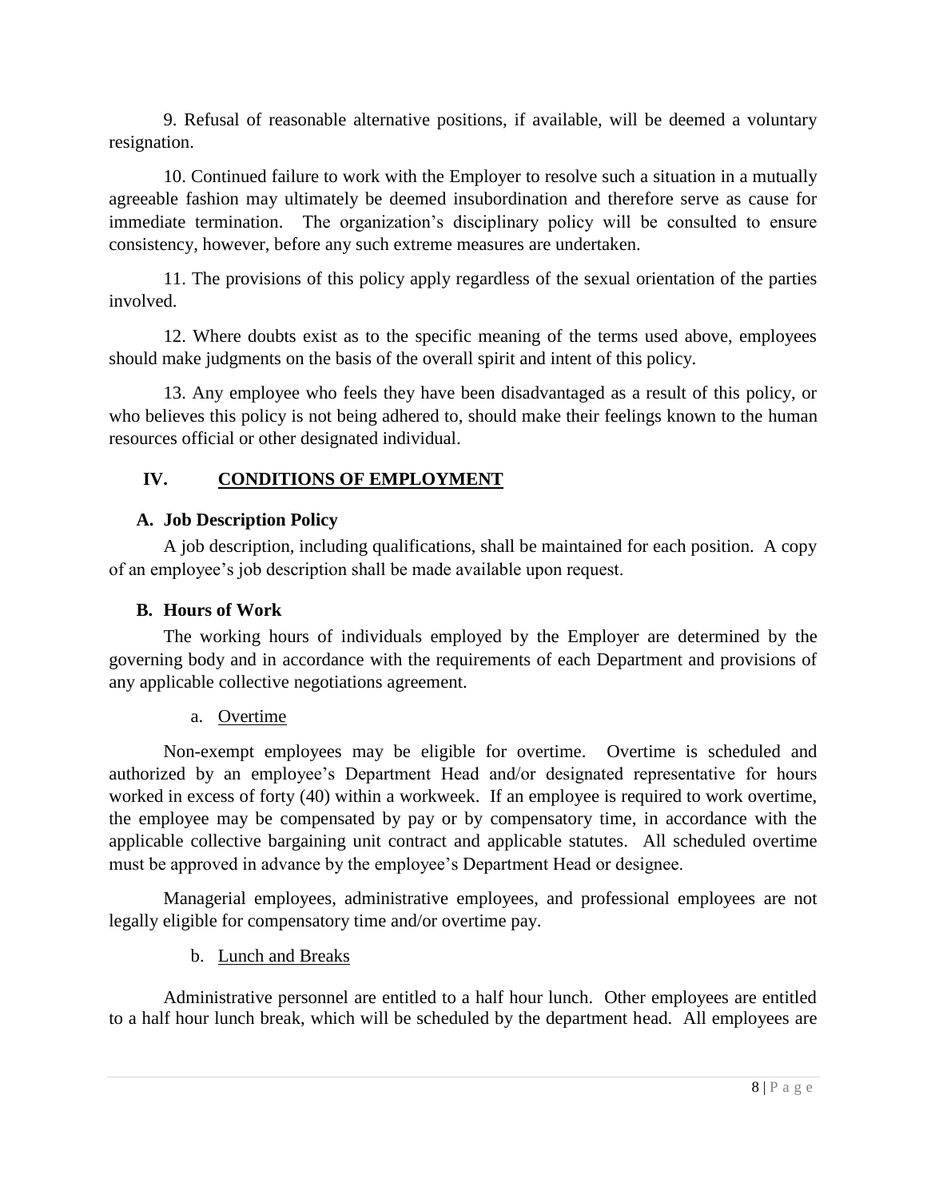9. Refusal of reasonable alternative positions, if available, will be deemed a voluntary resignation.

10. Continued failure to work with the Employer to resolve such a situation in a mutually agreeable fashion may ultimately be deemed insubordination and therefore serve as cause for immediate termination. The organization's disciplinary policy will be consulted to ensure consistency, however, before any such extreme measures are undertaken.

11. The provisions of this policy apply regardless of the sexual orientation of the parties involved.

12. Where doubts exist as to the specific meaning of the terms used above, employees should make judgments on the basis of the overall spirit and intent of this policy.

13. Any employee who feels they have been disadvantaged as a result of this policy, or who believes this policy is not being adhered to, should make their feelings known to the human resources official or other designated individual.

## IV. CONDITIONS OF EMPLOYMENT

### A. Job Description Policy

A job description, including qualifications, shall be maintained for each position. A copy of an employee's job description shall be made available upon request.

### B. Hours of Work

The working hours of individuals employed by the Employer are determined by the governing body and in accordance with the requirements of each Department and provisions of any applicable collective negotiations agreement.

a. Overtime

Non-exempt employees may be eligible for overtime. Overtime is scheduled and authorized by an employee's Department Head and/or designated representative for hours worked in excess of forty (40) within a workweek. If an employee is required to work overtime, the employee may be compensated by pay or by compensatory time, in accordance with the applicable collective bargaining unit contract and applicable statutes. All scheduled overtime must be approved in advance by the employee's Department Head or designee.

Managerial employees, administrative employees, and professional employees are not legally eligible for compensatory time and/or overtime pay.

b. Lunch and Breaks

Administrative personnel are entitled to a half hour lunch. Other employees are entitled to a half hour lunch break, which will be scheduled by the department head. All employees are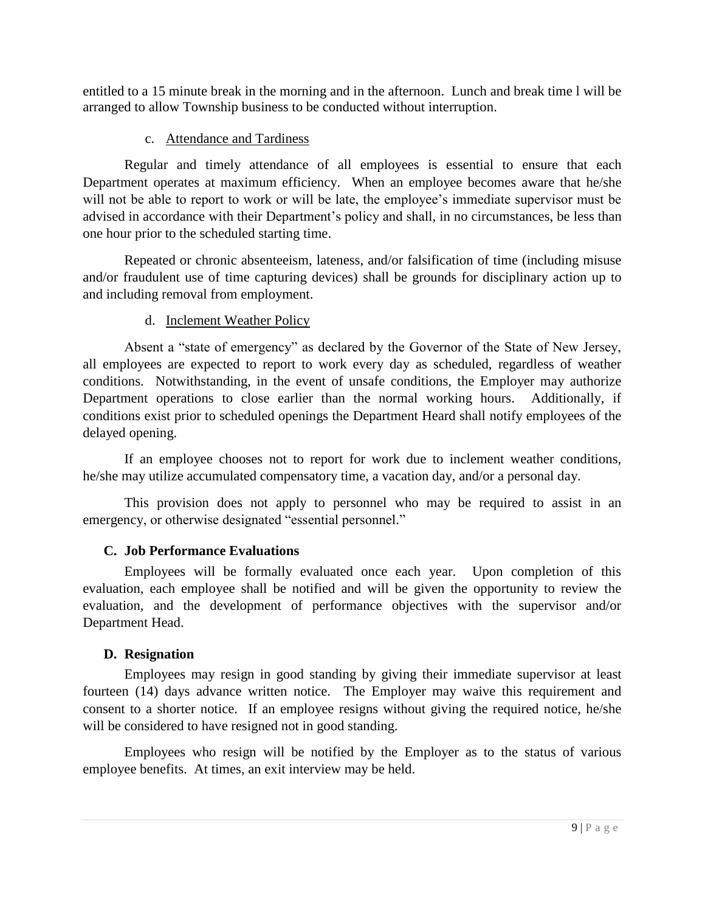entitled to a 15 minute break in the morning and in the afternoon. Lunch and break time l will be arranged to allow Township business to be conducted without interruption.

c. Attendance and Tardiness

Regular and timely attendance of all employees is essential to ensure that each Department operates at maximum efficiency. When an employee becomes aware that he/she will not be able to report to work or will be late, the employee's immediate supervisor must be advised in accordance with their Department's policy and shall, in no circumstances, be less than one hour prior to the scheduled starting time.

Repeated or chronic absenteeism, lateness, and/or falsification of time (including misuse and/or fraudulent use of time capturing devices) shall be grounds for disciplinary action up to and including removal from employment.

d. Inclement Weather Policy

Absent a "state of emergency" as declared by the Governor of the State of New Jersey, all employees are expected to report to work every day as scheduled, regardless of weather conditions. Notwithstanding, in the event of unsafe conditions, the Employer may authorize Department operations to close earlier than the normal working hours. Additionally, if conditions exist prior to scheduled openings the Department Heard shall notify employees of the delayed opening.

If an employee chooses not to report for work due to inclement weather conditions, he/she may utilize accumulated compensatory time, a vacation day, and/or a personal day.

This provision does not apply to personnel who may be required to assist in an emergency, or otherwise designated "essential personnel."

### C. Job Performance Evaluations

Employees will be formally evaluated once each year. Upon completion of this evaluation, each employee shall be notified and will be given the opportunity to review the evaluation, and the development of performance objectives with the supervisor and/or Department Head.

### D. Resignation

Employees may resign in good standing by giving their immediate supervisor at least fourteen (14) days advance written notice. The Employer may waive this requirement and consent to a shorter notice. If an employee resigns without giving the required notice, he/she will be considered to have resigned not in good standing.

Employees who resign will be notified by the Employer as to the status of various employee benefits. At times, an exit interview may be held.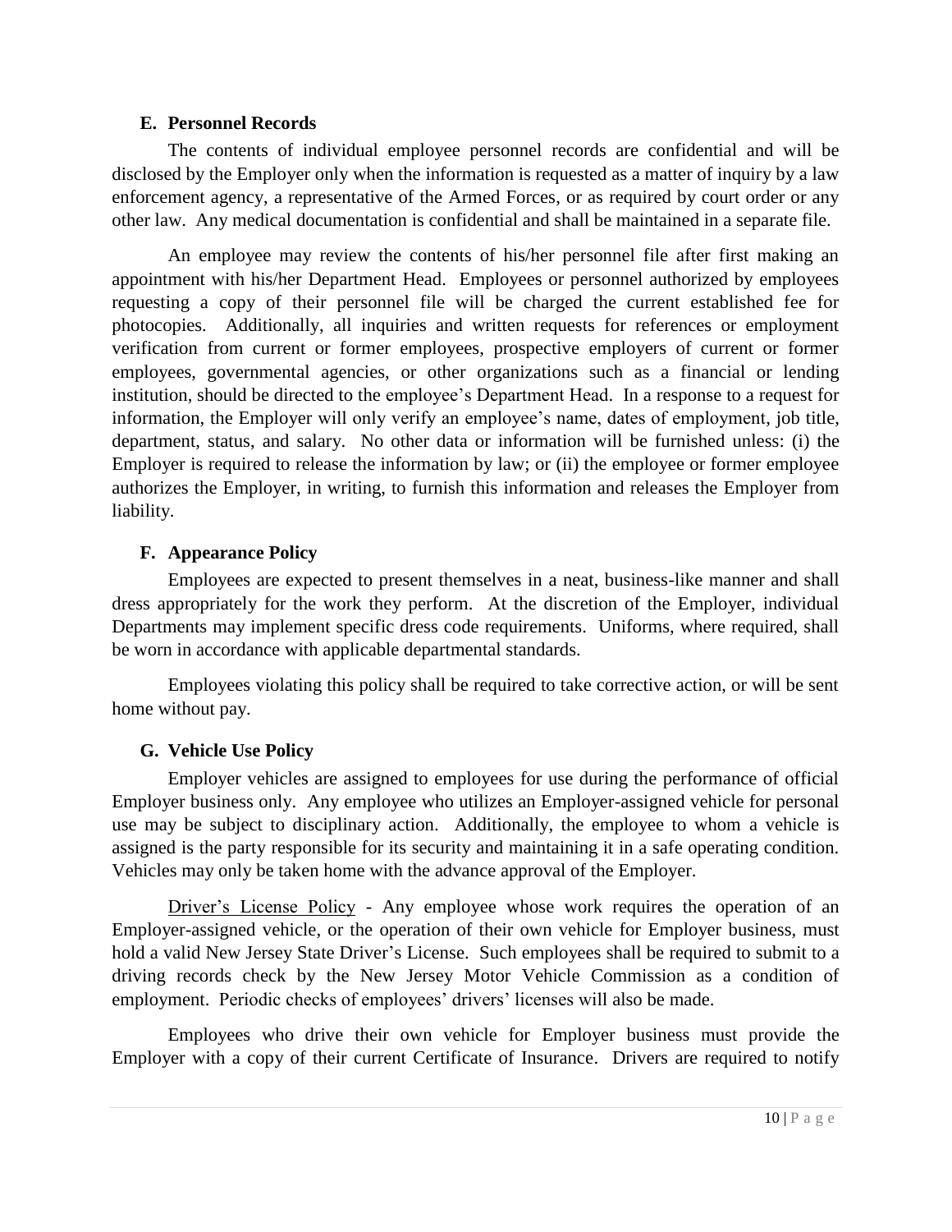### E. Personnel Records

The contents of individual employee personnel records are confidential and will be disclosed by the Employer only when the information is requested as a matter of inquiry by a law enforcement agency, a representative of the Armed Forces, or as required by court order or any other law. Any medical documentation is confidential and shall be maintained in a separate file.

An employee may review the contents of his/her personnel file after first making an appointment with his/her Department Head. Employees or personnel authorized by employees requesting a copy of their personnel file will be charged the current established fee for photocopies. Additionally, all inquiries and written requests for references or employment verification from current or former employees, prospective employers of current or former employees, governmental agencies, or other organizations such as a financial or lending institution, should be directed to the employee's Department Head. In a response to a request for information, the Employer will only verify an employee's name, dates of employment, job title, department, status, and salary. No other data or information will be furnished unless: (i) the Employer is required to release the information by law; or (ii) the employee or former employee authorizes the Employer, in writing, to furnish this information and releases the Employer from liability.

### F. Appearance Policy

Employees are expected to present themselves in a neat, business-like manner and shall dress appropriately for the work they perform. At the discretion of the Employer, individual Departments may implement specific dress code requirements. Uniforms, where required, shall be worn in accordance with applicable departmental standards.

Employees violating this policy shall be required to take corrective action, or will be sent home without pay.

### G. Vehicle Use Policy

Employer vehicles are assigned to employees for use during the performance of official Employer business only. Any employee who utilizes an Employer-assigned vehicle for personal use may be subject to disciplinary action. Additionally, the employee to whom a vehicle is assigned is the party responsible for its security and maintaining it in a safe operating condition. Vehicles may only be taken home with the advance approval of the Employer.

<u>Driver's License Policy</u> - Any employee whose work requires the operation of an Employer-assigned vehicle, or the operation of their own vehicle for Employer business, must hold a valid New Jersey State Driver's License. Such employees shall be required to submit to a driving records check by the New Jersey Motor Vehicle Commission as a condition of employment. Periodic checks of employees' drivers' licenses will also be made.

Employees who drive their own vehicle for Employer business must provide the Employer with a copy of their current Certificate of Insurance. Drivers are required to notify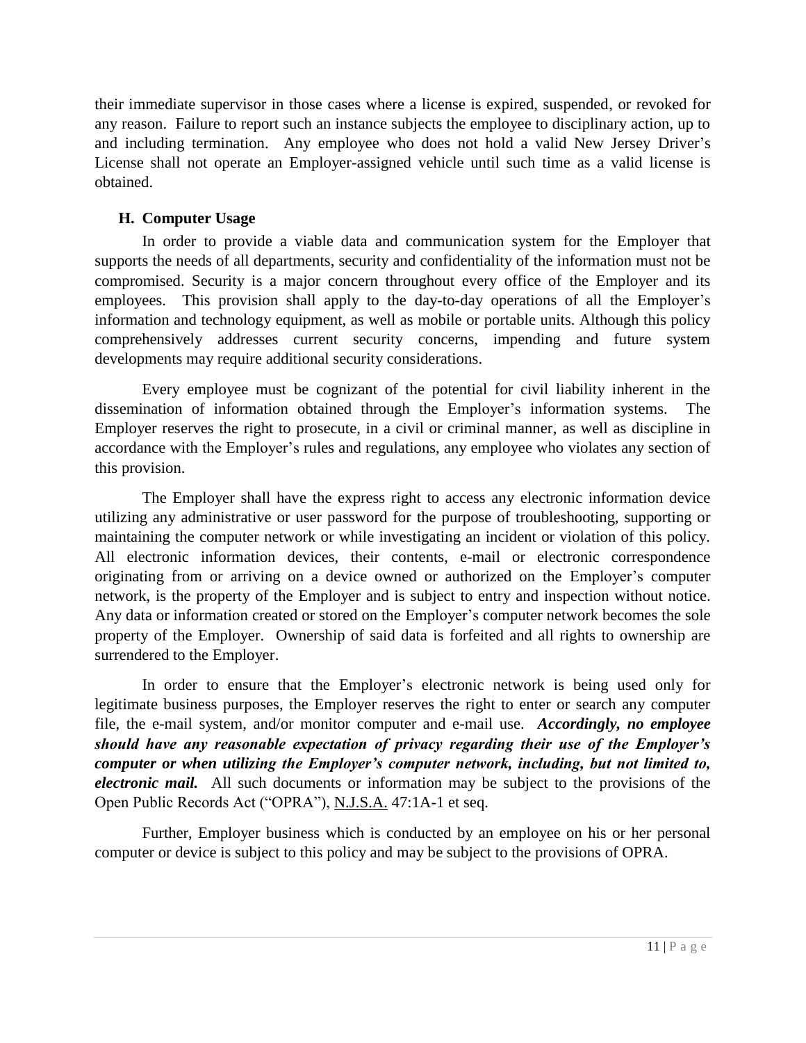their immediate supervisor in those cases where a license is expired, suspended, or revoked for any reason. Failure to report such an instance subjects the employee to disciplinary action, up to and including termination. Any employee who does not hold a valid New Jersey Driver's License shall not operate an Employer-assigned vehicle until such time as a valid license is obtained.

### H. Computer Usage

In order to provide a viable data and communication system for the Employer that supports the needs of all departments, security and confidentiality of the information must not be compromised. Security is a major concern throughout every office of the Employer and its employees. This provision shall apply to the day-to-day operations of all the Employer's information and technology equipment, as well as mobile or portable units. Although this policy comprehensively addresses current security concerns, impending and future system developments may require additional security considerations.

Every employee must be cognizant of the potential for civil liability inherent in the dissemination of information obtained through the Employer's information systems. The Employer reserves the right to prosecute, in a civil or criminal manner, as well as discipline in accordance with the Employer's rules and regulations, any employee who violates any section of this provision.

The Employer shall have the express right to access any electronic information device utilizing any administrative or user password for the purpose of troubleshooting, supporting or maintaining the computer network or while investigating an incident or violation of this policy. All electronic information devices, their contents, e-mail or electronic correspondence originating from or arriving on a device owned or authorized on the Employer's computer network, is the property of the Employer and is subject to entry and inspection without notice. Any data or information created or stored on the Employer's computer network becomes the sole property of the Employer. Ownership of said data is forfeited and all rights to ownership are surrendered to the Employer.

In order to ensure that the Employer's electronic network is being used only for legitimate business purposes, the Employer reserves the right to enter or search any computer file, the e-mail system, and/or monitor computer and e-mail use. ***Accordingly, no employee should have any reasonable expectation of privacy regarding their use of the Employer's computer or when utilizing the Employer's computer network, including, but not limited to, electronic mail.*** All such documents or information may be subject to the provisions of the Open Public Records Act ("OPRA"), N.J.S.A. 47:1A-1 et seq.

Further, Employer business which is conducted by an employee on his or her personal computer or device is subject to this policy and may be subject to the provisions of OPRA.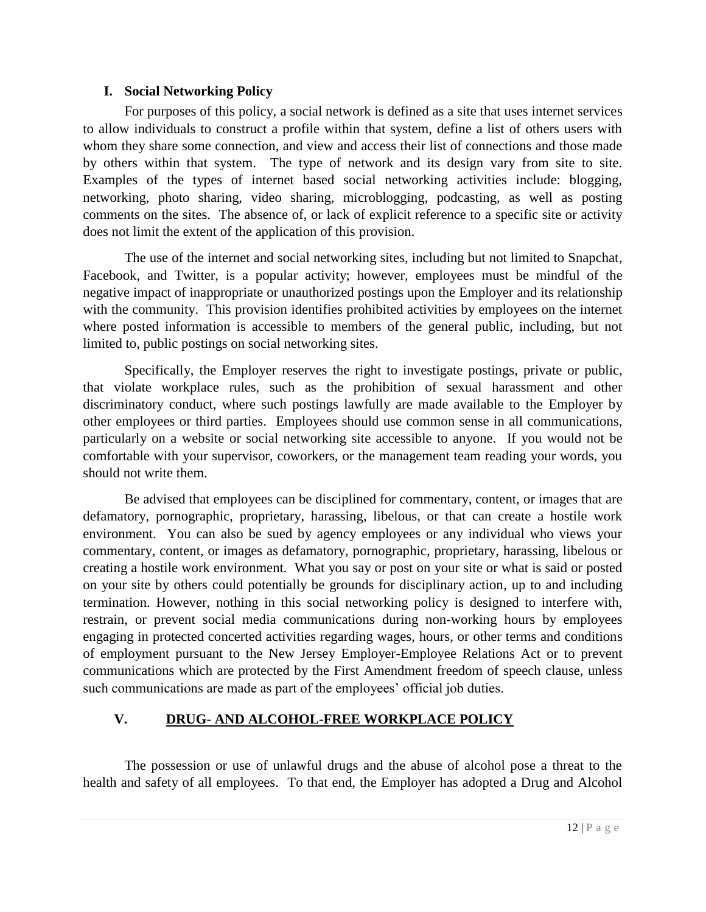### I. Social Networking Policy

For purposes of this policy, a social network is defined as a site that uses internet services to allow individuals to construct a profile within that system, define a list of others users with whom they share some connection, and view and access their list of connections and those made by others within that system. The type of network and its design vary from site to site. Examples of the types of internet based social networking activities include: blogging, networking, photo sharing, video sharing, microblogging, podcasting, as well as posting comments on the sites. The absence of, or lack of explicit reference to a specific site or activity does not limit the extent of the application of this provision.

The use of the internet and social networking sites, including but not limited to Snapchat, Facebook, and Twitter, is a popular activity; however, employees must be mindful of the negative impact of inappropriate or unauthorized postings upon the Employer and its relationship with the community. This provision identifies prohibited activities by employees on the internet where posted information is accessible to members of the general public, including, but not limited to, public postings on social networking sites.

Specifically, the Employer reserves the right to investigate postings, private or public, that violate workplace rules, such as the prohibition of sexual harassment and other discriminatory conduct, where such postings lawfully are made available to the Employer by other employees or third parties. Employees should use common sense in all communications, particularly on a website or social networking site accessible to anyone. If you would not be comfortable with your supervisor, coworkers, or the management team reading your words, you should not write them.

Be advised that employees can be disciplined for commentary, content, or images that are defamatory, pornographic, proprietary, harassing, libelous, or that can create a hostile work environment. You can also be sued by agency employees or any individual who views your commentary, content, or images as defamatory, pornographic, proprietary, harassing, libelous or creating a hostile work environment. What you say or post on your site or what is said or posted on your site by others could potentially be grounds for disciplinary action, up to and including termination. However, nothing in this social networking policy is designed to interfere with, restrain, or prevent social media communications during non-working hours by employees engaging in protected concerted activities regarding wages, hours, or other terms and conditions of employment pursuant to the New Jersey Employer-Employee Relations Act or to prevent communications which are protected by the First Amendment freedom of speech clause, unless such communications are made as part of the employees' official job duties.

## V. DRUG- AND ALCOHOL-FREE WORKPLACE POLICY

The possession or use of unlawful drugs and the abuse of alcohol pose a threat to the health and safety of all employees. To that end, the Employer has adopted a Drug and Alcohol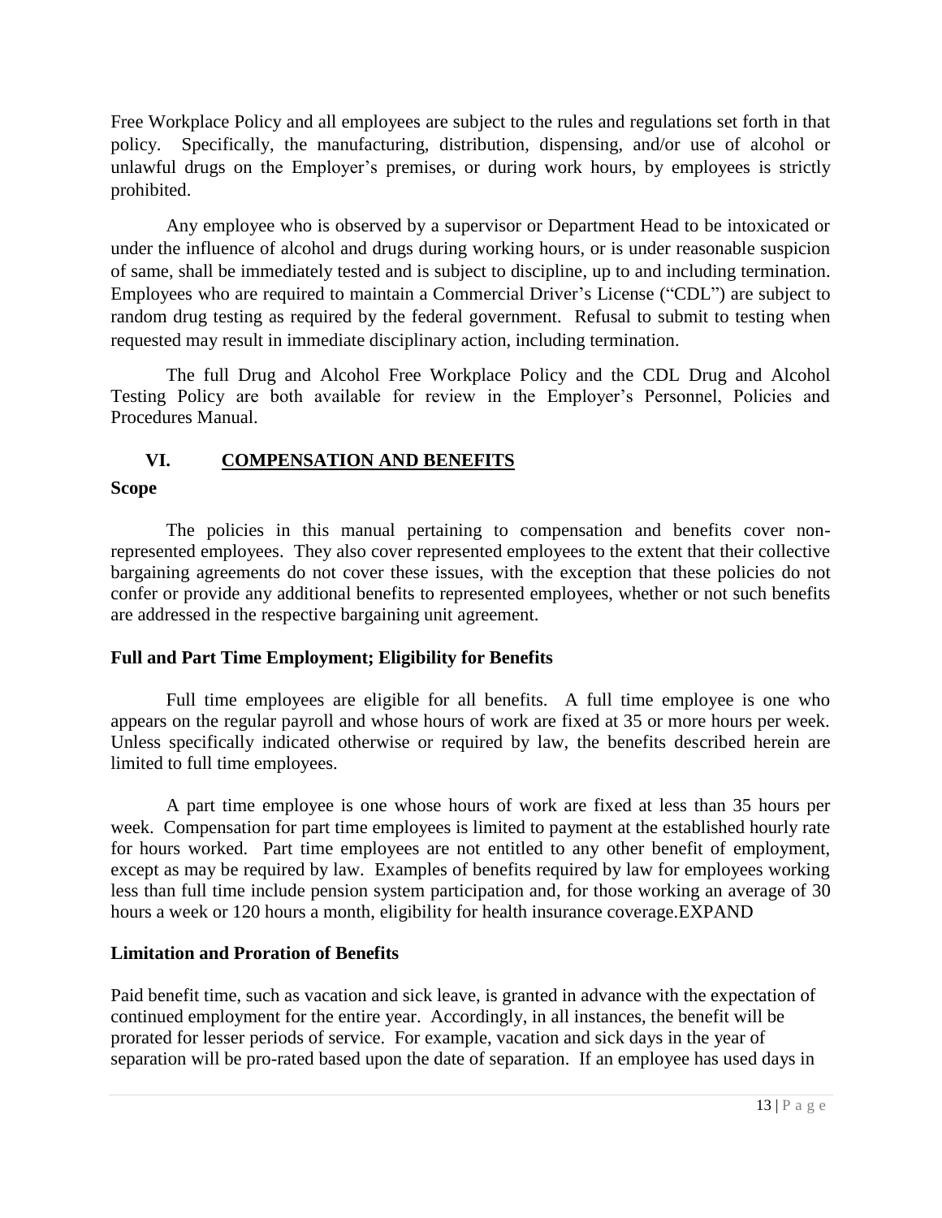Free Workplace Policy and all employees are subject to the rules and regulations set forth in that policy. Specifically, the manufacturing, distribution, dispensing, and/or use of alcohol or unlawful drugs on the Employer's premises, or during work hours, by employees is strictly prohibited.

Any employee who is observed by a supervisor or Department Head to be intoxicated or under the influence of alcohol and drugs during working hours, or is under reasonable suspicion of same, shall be immediately tested and is subject to discipline, up to and including termination. Employees who are required to maintain a Commercial Driver's License ("CDL") are subject to random drug testing as required by the federal government. Refusal to submit to testing when requested may result in immediate disciplinary action, including termination.

The full Drug and Alcohol Free Workplace Policy and the CDL Drug and Alcohol Testing Policy are both available for review in the Employer's Personnel, Policies and Procedures Manual.

## VI. COMPENSATION AND BENEFITS

**Scope**

The policies in this manual pertaining to compensation and benefits cover non-represented employees. They also cover represented employees to the extent that their collective bargaining agreements do not cover these issues, with the exception that these policies do not confer or provide any additional benefits to represented employees, whether or not such benefits are addressed in the respective bargaining unit agreement.

**Full and Part Time Employment; Eligibility for Benefits**

Full time employees are eligible for all benefits. A full time employee is one who appears on the regular payroll and whose hours of work are fixed at 35 or more hours per week. Unless specifically indicated otherwise or required by law, the benefits described herein are limited to full time employees.

A part time employee is one whose hours of work are fixed at less than 35 hours per week. Compensation for part time employees is limited to payment at the established hourly rate for hours worked. Part time employees are not entitled to any other benefit of employment, except as may be required by law. Examples of benefits required by law for employees working less than full time include pension system participation and, for those working an average of 30 hours a week or 120 hours a month, eligibility for health insurance coverage.EXPAND

**Limitation and Proration of Benefits**

Paid benefit time, such as vacation and sick leave, is granted in advance with the expectation of continued employment for the entire year. Accordingly, in all instances, the benefit will be prorated for lesser periods of service. For example, vacation and sick days in the year of separation will be pro-rated based upon the date of separation. If an employee has used days in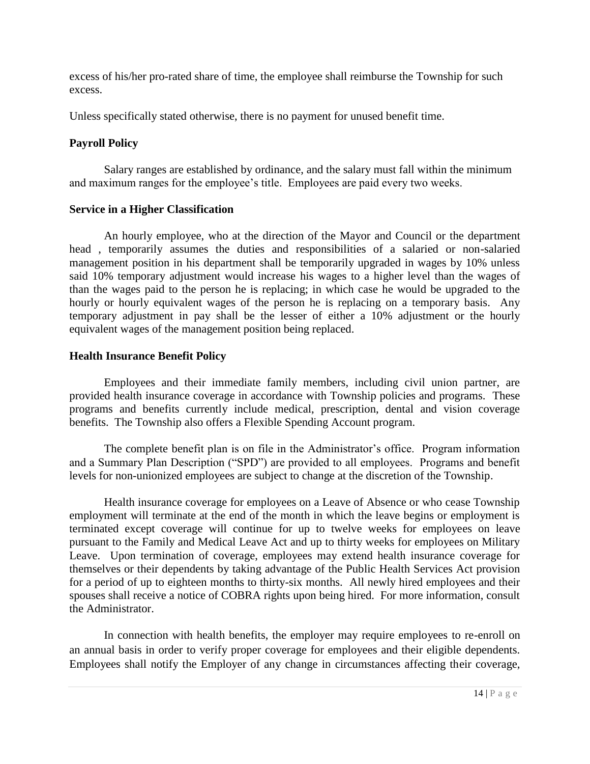excess of his/her pro-rated share of time, the employee shall reimburse the Township for such excess.

Unless specifically stated otherwise, there is no payment for unused benefit time.

**Payroll Policy**

Salary ranges are established by ordinance, and the salary must fall within the minimum and maximum ranges for the employee's title. Employees are paid every two weeks.

**Service in a Higher Classification**

An hourly employee, who at the direction of the Mayor and Council or the department head , temporarily assumes the duties and responsibilities of a salaried or non-salaried management position in his department shall be temporarily upgraded in wages by 10% unless said 10% temporary adjustment would increase his wages to a higher level than the wages of than the wages paid to the person he is replacing; in which case he would be upgraded to the hourly or hourly equivalent wages of the person he is replacing on a temporary basis. Any temporary adjustment in pay shall be the lesser of either a 10% adjustment or the hourly equivalent wages of the management position being replaced.

**Health Insurance Benefit Policy**

Employees and their immediate family members, including civil union partner, are provided health insurance coverage in accordance with Township policies and programs. These programs and benefits currently include medical, prescription, dental and vision coverage benefits. The Township also offers a Flexible Spending Account program.

The complete benefit plan is on file in the Administrator's office. Program information and a Summary Plan Description ("SPD") are provided to all employees. Programs and benefit levels for non-unionized employees are subject to change at the discretion of the Township.

Health insurance coverage for employees on a Leave of Absence or who cease Township employment will terminate at the end of the month in which the leave begins or employment is terminated except coverage will continue for up to twelve weeks for employees on leave pursuant to the Family and Medical Leave Act and up to thirty weeks for employees on Military Leave. Upon termination of coverage, employees may extend health insurance coverage for themselves or their dependents by taking advantage of the Public Health Services Act provision for a period of up to eighteen months to thirty-six months. All newly hired employees and their spouses shall receive a notice of COBRA rights upon being hired. For more information, consult the Administrator.

In connection with health benefits, the employer may require employees to re-enroll on an annual basis in order to verify proper coverage for employees and their eligible dependents. Employees shall notify the Employer of any change in circumstances affecting their coverage,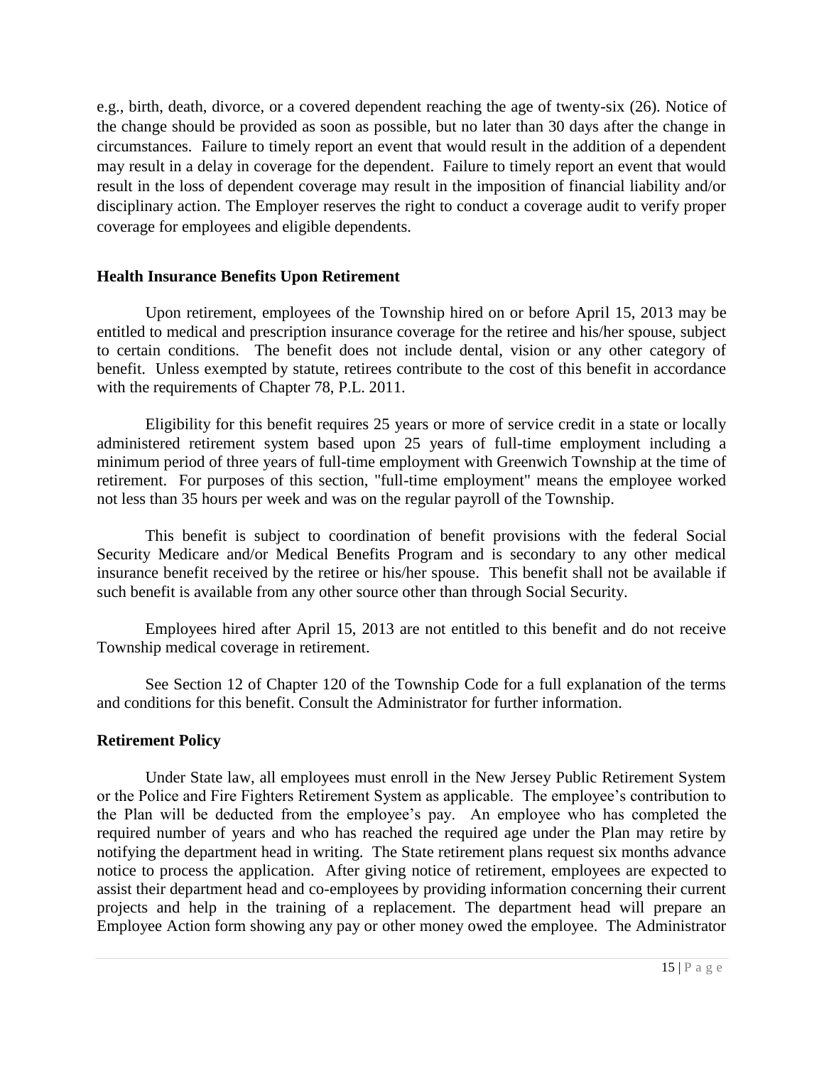e.g., birth, death, divorce, or a covered dependent reaching the age of twenty-six (26). Notice of the change should be provided as soon as possible, but no later than 30 days after the change in circumstances. Failure to timely report an event that would result in the addition of a dependent may result in a delay in coverage for the dependent. Failure to timely report an event that would result in the loss of dependent coverage may result in the imposition of financial liability and/or disciplinary action. The Employer reserves the right to conduct a coverage audit to verify proper coverage for employees and eligible dependents.

**Health Insurance Benefits Upon Retirement**

Upon retirement, employees of the Township hired on or before April 15, 2013 may be entitled to medical and prescription insurance coverage for the retiree and his/her spouse, subject to certain conditions. The benefit does not include dental, vision or any other category of benefit. Unless exempted by statute, retirees contribute to the cost of this benefit in accordance with the requirements of Chapter 78, P.L. 2011.

Eligibility for this benefit requires 25 years or more of service credit in a state or locally administered retirement system based upon 25 years of full-time employment including a minimum period of three years of full-time employment with Greenwich Township at the time of retirement. For purposes of this section, "full-time employment" means the employee worked not less than 35 hours per week and was on the regular payroll of the Township.

This benefit is subject to coordination of benefit provisions with the federal Social Security Medicare and/or Medical Benefits Program and is secondary to any other medical insurance benefit received by the retiree or his/her spouse. This benefit shall not be available if such benefit is available from any other source other than through Social Security.

Employees hired after April 15, 2013 are not entitled to this benefit and do not receive Township medical coverage in retirement.

See Section 12 of Chapter 120 of the Township Code for a full explanation of the terms and conditions for this benefit. Consult the Administrator for further information.

**Retirement Policy**

Under State law, all employees must enroll in the New Jersey Public Retirement System or the Police and Fire Fighters Retirement System as applicable. The employee's contribution to the Plan will be deducted from the employee's pay. An employee who has completed the required number of years and who has reached the required age under the Plan may retire by notifying the department head in writing. The State retirement plans request six months advance notice to process the application. After giving notice of retirement, employees are expected to assist their department head and co-employees by providing information concerning their current projects and help in the training of a replacement. The department head will prepare an Employee Action form showing any pay or other money owed the employee. The Administrator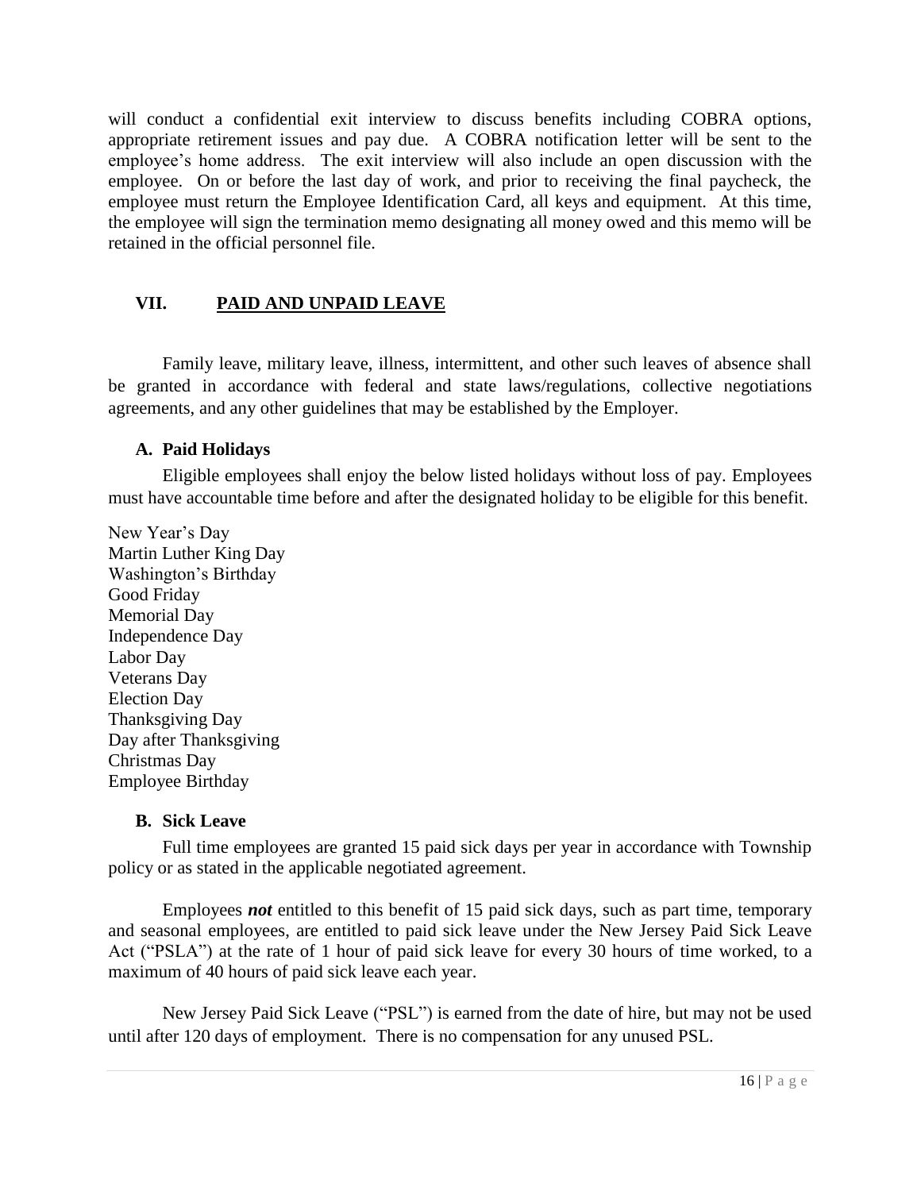will conduct a confidential exit interview to discuss benefits including COBRA options, appropriate retirement issues and pay due. A COBRA notification letter will be sent to the employee's home address. The exit interview will also include an open discussion with the employee. On or before the last day of work, and prior to receiving the final paycheck, the employee must return the Employee Identification Card, all keys and equipment. At this time, the employee will sign the termination memo designating all money owed and this memo will be retained in the official personnel file.

## VII. PAID AND UNPAID LEAVE

Family leave, military leave, illness, intermittent, and other such leaves of absence shall be granted in accordance with federal and state laws/regulations, collective negotiations agreements, and any other guidelines that may be established by the Employer.

### A. Paid Holidays

Eligible employees shall enjoy the below listed holidays without loss of pay. Employees must have accountable time before and after the designated holiday to be eligible for this benefit.

New Year's Day
Martin Luther King Day
Washington's Birthday
Good Friday
Memorial Day
Independence Day
Labor Day
Veterans Day
Election Day
Thanksgiving Day
Day after Thanksgiving
Christmas Day
Employee Birthday

### B. Sick Leave

Full time employees are granted 15 paid sick days per year in accordance with Township policy or as stated in the applicable negotiated agreement.

Employees ***not*** entitled to this benefit of 15 paid sick days, such as part time, temporary and seasonal employees, are entitled to paid sick leave under the New Jersey Paid Sick Leave Act ("PSLA") at the rate of 1 hour of paid sick leave for every 30 hours of time worked, to a maximum of 40 hours of paid sick leave each year.

New Jersey Paid Sick Leave ("PSL") is earned from the date of hire, but may not be used until after 120 days of employment. There is no compensation for any unused PSL.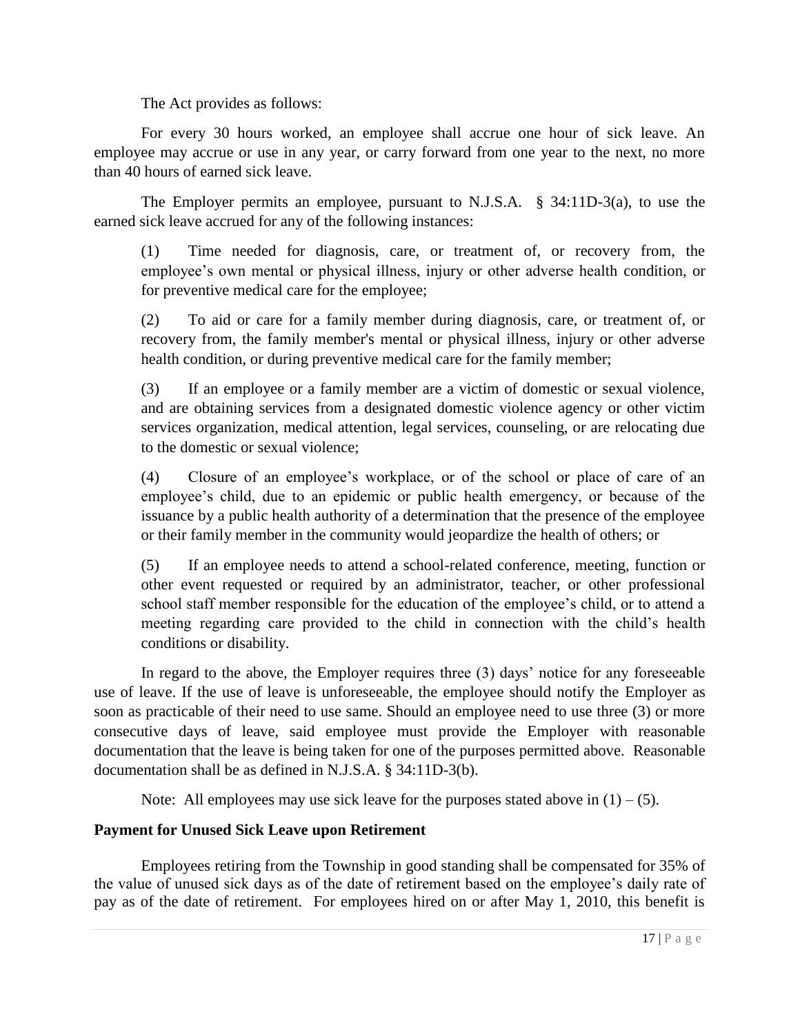The Act provides as follows:

For every 30 hours worked, an employee shall accrue one hour of sick leave. An employee may accrue or use in any year, or carry forward from one year to the next, no more than 40 hours of earned sick leave.

The Employer permits an employee, pursuant to N.J.S.A. § 34:11D-3(a), to use the earned sick leave accrued for any of the following instances:

(1) Time needed for diagnosis, care, or treatment of, or recovery from, the employee's own mental or physical illness, injury or other adverse health condition, or for preventive medical care for the employee;

(2) To aid or care for a family member during diagnosis, care, or treatment of, or recovery from, the family member's mental or physical illness, injury or other adverse health condition, or during preventive medical care for the family member;

(3) If an employee or a family member are a victim of domestic or sexual violence, and are obtaining services from a designated domestic violence agency or other victim services organization, medical attention, legal services, counseling, or are relocating due to the domestic or sexual violence;

(4) Closure of an employee's workplace, or of the school or place of care of an employee's child, due to an epidemic or public health emergency, or because of the issuance by a public health authority of a determination that the presence of the employee or their family member in the community would jeopardize the health of others; or

(5) If an employee needs to attend a school-related conference, meeting, function or other event requested or required by an administrator, teacher, or other professional school staff member responsible for the education of the employee's child, or to attend a meeting regarding care provided to the child in connection with the child's health conditions or disability.

In regard to the above, the Employer requires three (3) days' notice for any foreseeable use of leave. If the use of leave is unforeseeable, the employee should notify the Employer as soon as practicable of their need to use same. Should an employee need to use three (3) or more consecutive days of leave, said employee must provide the Employer with reasonable documentation that the leave is being taken for one of the purposes permitted above. Reasonable documentation shall be as defined in N.J.S.A. § 34:11D-3(b).

Note: All employees may use sick leave for the purposes stated above in (1) – (5).

**Payment for Unused Sick Leave upon Retirement**

Employees retiring from the Township in good standing shall be compensated for 35% of the value of unused sick days as of the date of retirement based on the employee's daily rate of pay as of the date of retirement. For employees hired on or after May 1, 2010, this benefit is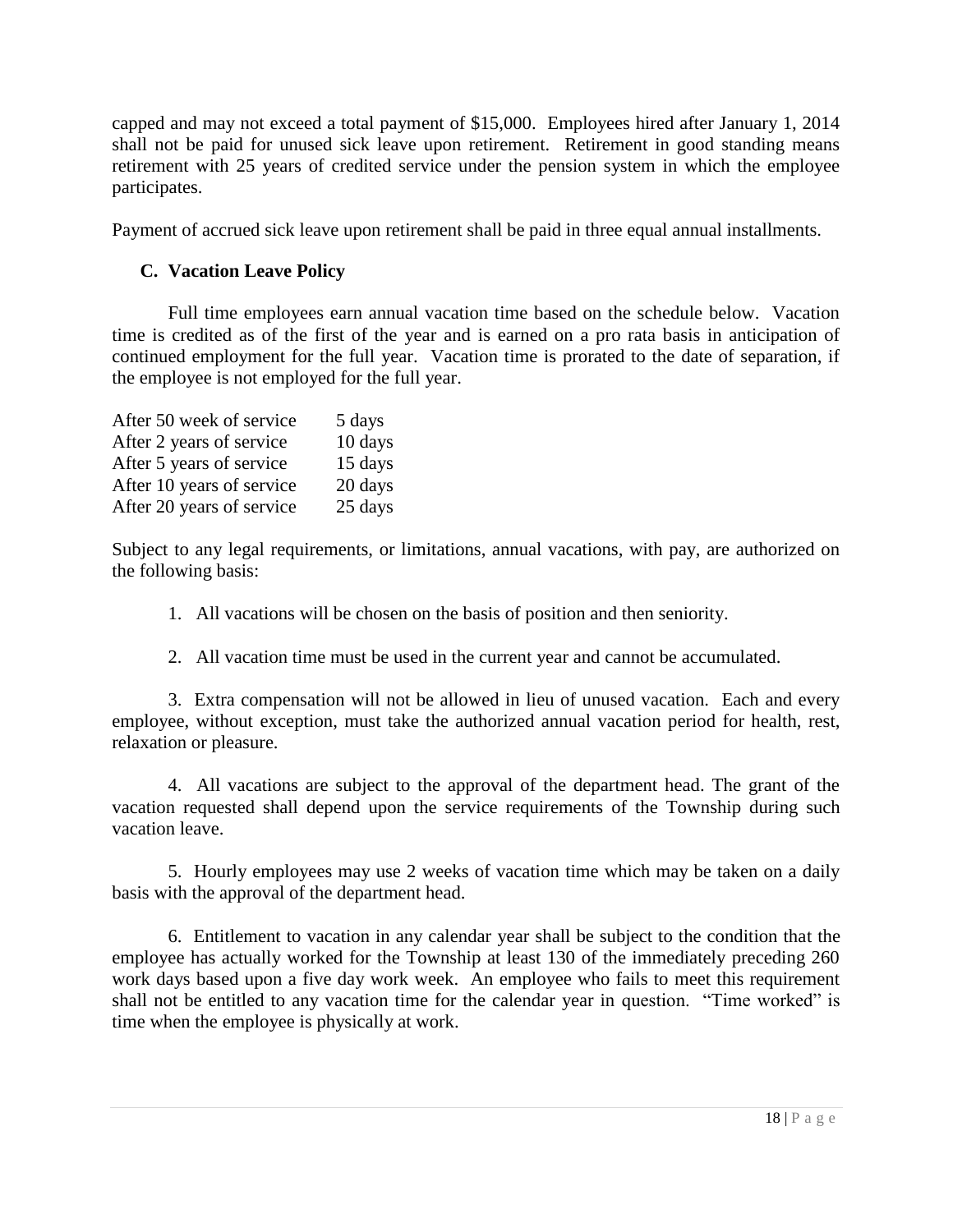capped and may not exceed a total payment of $15,000. Employees hired after January 1, 2014 shall not be paid for unused sick leave upon retirement. Retirement in good standing means retirement with 25 years of credited service under the pension system in which the employee participates.

Payment of accrued sick leave upon retirement shall be paid in three equal annual installments.

### C. Vacation Leave Policy

Full time employees earn annual vacation time based on the schedule below. Vacation time is credited as of the first of the year and is earned on a pro rata basis in anticipation of continued employment for the full year. Vacation time is prorated to the date of separation, if the employee is not employed for the full year.

| | |
|---|---|
| After 50 week of service | 5 days |
| After 2 years of service | 10 days |
| After 5 years of service | 15 days |
| After 10 years of service | 20 days |
| After 20 years of service | 25 days |

Subject to any legal requirements, or limitations, annual vacations, with pay, are authorized on the following basis:

1. All vacations will be chosen on the basis of position and then seniority.

2. All vacation time must be used in the current year and cannot be accumulated.

3. Extra compensation will not be allowed in lieu of unused vacation. Each and every employee, without exception, must take the authorized annual vacation period for health, rest, relaxation or pleasure.

4. All vacations are subject to the approval of the department head. The grant of the vacation requested shall depend upon the service requirements of the Township during such vacation leave.

5. Hourly employees may use 2 weeks of vacation time which may be taken on a daily basis with the approval of the department head.

6. Entitlement to vacation in any calendar year shall be subject to the condition that the employee has actually worked for the Township at least 130 of the immediately preceding 260 work days based upon a five day work week. An employee who fails to meet this requirement shall not be entitled to any vacation time for the calendar year in question. "Time worked" is time when the employee is physically at work.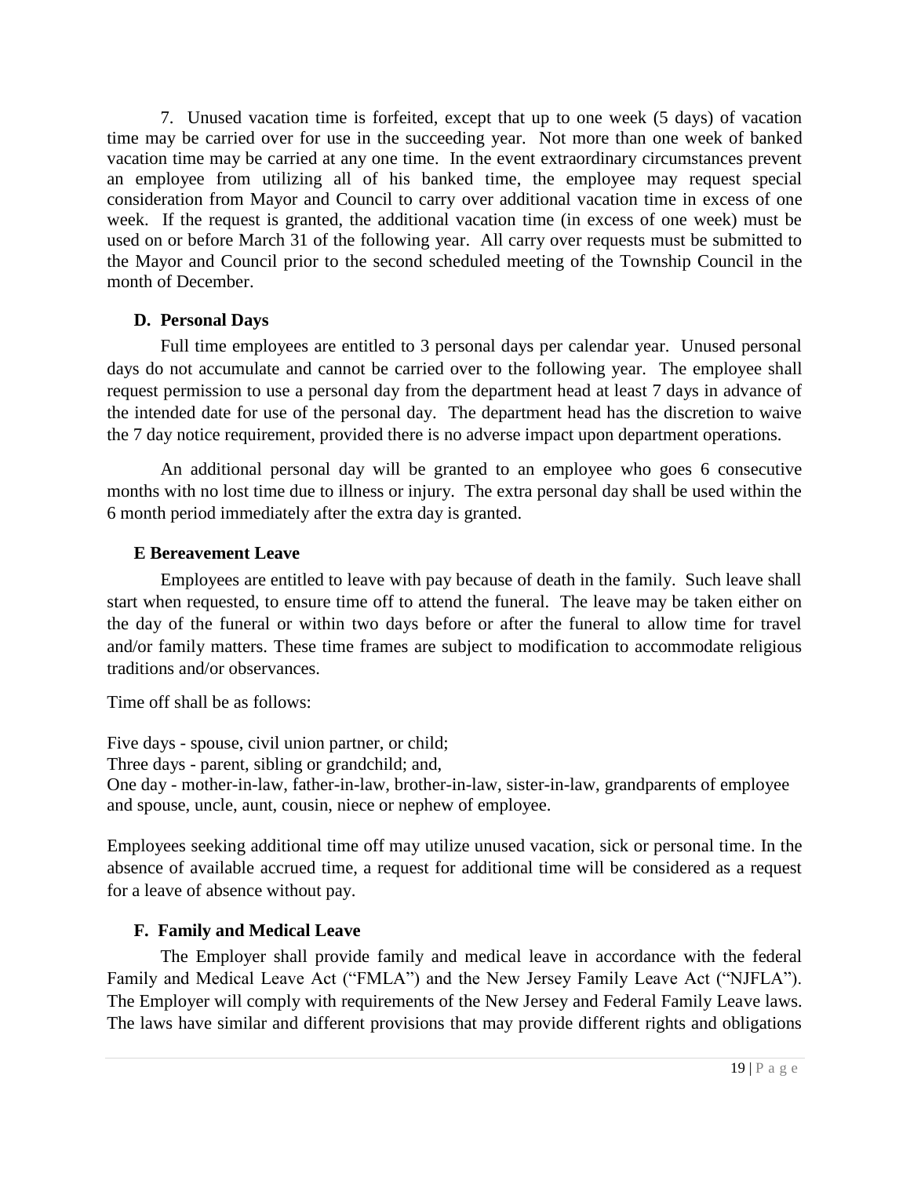7. Unused vacation time is forfeited, except that up to one week (5 days) of vacation time may be carried over for use in the succeeding year. Not more than one week of banked vacation time may be carried at any one time. In the event extraordinary circumstances prevent an employee from utilizing all of his banked time, the employee may request special consideration from Mayor and Council to carry over additional vacation time in excess of one week. If the request is granted, the additional vacation time (in excess of one week) must be used on or before March 31 of the following year. All carry over requests must be submitted to the Mayor and Council prior to the second scheduled meeting of the Township Council in the month of December.

### D. Personal Days

Full time employees are entitled to 3 personal days per calendar year. Unused personal days do not accumulate and cannot be carried over to the following year. The employee shall request permission to use a personal day from the department head at least 7 days in advance of the intended date for use of the personal day. The department head has the discretion to waive the 7 day notice requirement, provided there is no adverse impact upon department operations.

An additional personal day will be granted to an employee who goes 6 consecutive months with no lost time due to illness or injury. The extra personal day shall be used within the 6 month period immediately after the extra day is granted.

### E Bereavement Leave

Employees are entitled to leave with pay because of death in the family. Such leave shall start when requested, to ensure time off to attend the funeral. The leave may be taken either on the day of the funeral or within two days before or after the funeral to allow time for travel and/or family matters. These time frames are subject to modification to accommodate religious traditions and/or observances.

Time off shall be as follows:

Five days - spouse, civil union partner, or child;
Three days - parent, sibling or grandchild; and,
One day - mother-in-law, father-in-law, brother-in-law, sister-in-law, grandparents of employee and spouse, uncle, aunt, cousin, niece or nephew of employee.

Employees seeking additional time off may utilize unused vacation, sick or personal time. In the absence of available accrued time, a request for additional time will be considered as a request for a leave of absence without pay.

### F. Family and Medical Leave

The Employer shall provide family and medical leave in accordance with the federal Family and Medical Leave Act ("FMLA") and the New Jersey Family Leave Act ("NJFLA"). The Employer will comply with requirements of the New Jersey and Federal Family Leave laws. The laws have similar and different provisions that may provide different rights and obligations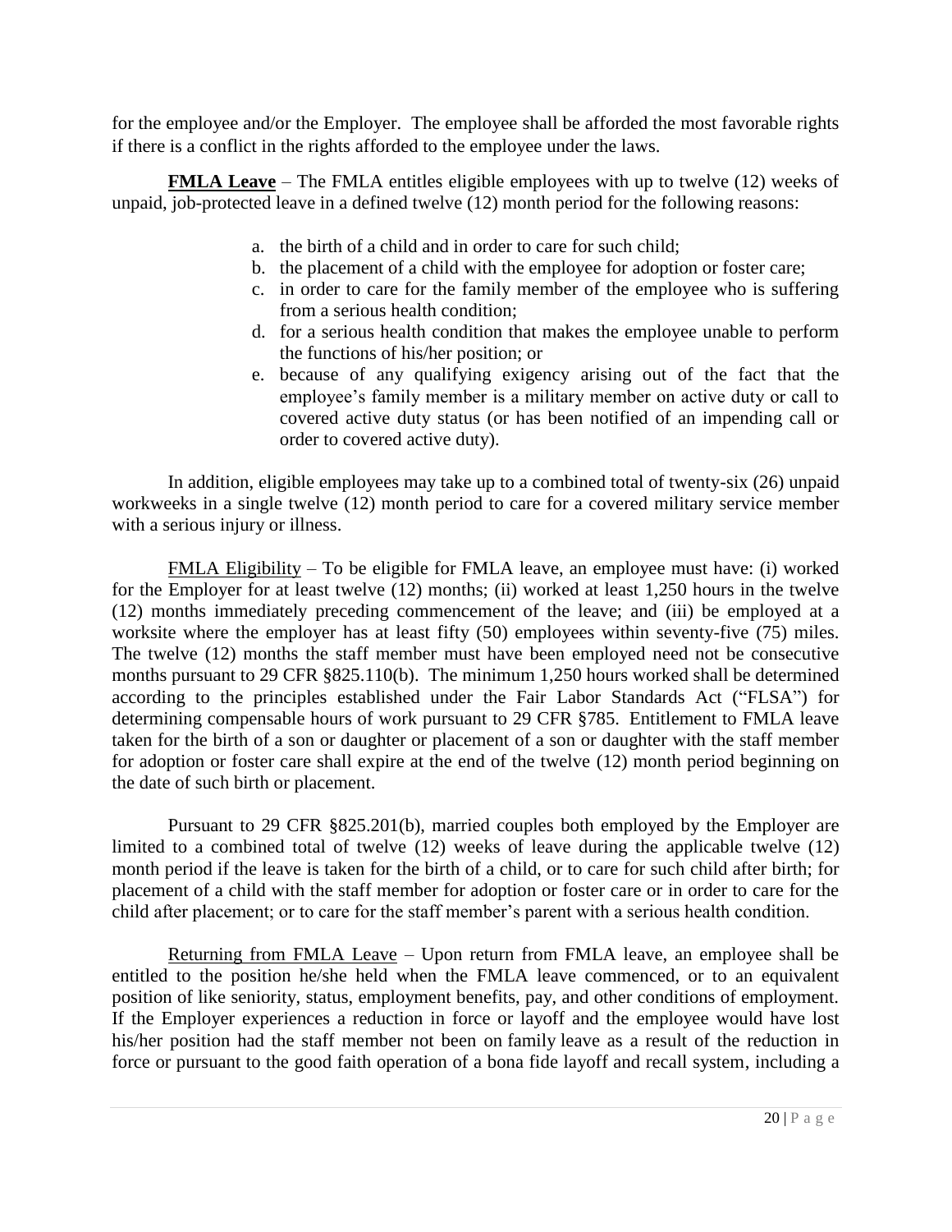for the employee and/or the Employer. The employee shall be afforded the most favorable rights if there is a conflict in the rights afforded to the employee under the laws.

**<u>FMLA Leave</u>** – The FMLA entitles eligible employees with up to twelve (12) weeks of unpaid, job-protected leave in a defined twelve (12) month period for the following reasons:

a. the birth of a child and in order to care for such child;
b. the placement of a child with the employee for adoption or foster care;
c. in order to care for the family member of the employee who is suffering from a serious health condition;
d. for a serious health condition that makes the employee unable to perform the functions of his/her position; or
e. because of any qualifying exigency arising out of the fact that the employee's family member is a military member on active duty or call to covered active duty status (or has been notified of an impending call or order to covered active duty).

In addition, eligible employees may take up to a combined total of twenty-six (26) unpaid workweeks in a single twelve (12) month period to care for a covered military service member with a serious injury or illness.

<u>FMLA Eligibility</u> – To be eligible for FMLA leave, an employee must have: (i) worked for the Employer for at least twelve (12) months; (ii) worked at least 1,250 hours in the twelve (12) months immediately preceding commencement of the leave; and (iii) be employed at a worksite where the employer has at least fifty (50) employees within seventy-five (75) miles. The twelve (12) months the staff member must have been employed need not be consecutive months pursuant to 29 CFR §825.110(b). The minimum 1,250 hours worked shall be determined according to the principles established under the Fair Labor Standards Act ("FLSA") for determining compensable hours of work pursuant to 29 CFR §785. Entitlement to FMLA leave taken for the birth of a son or daughter or placement of a son or daughter with the staff member for adoption or foster care shall expire at the end of the twelve (12) month period beginning on the date of such birth or placement.

Pursuant to 29 CFR §825.201(b), married couples both employed by the Employer are limited to a combined total of twelve (12) weeks of leave during the applicable twelve (12) month period if the leave is taken for the birth of a child, or to care for such child after birth; for placement of a child with the staff member for adoption or foster care or in order to care for the child after placement; or to care for the staff member's parent with a serious health condition.

<u>Returning from FMLA Leave</u> – Upon return from FMLA leave, an employee shall be entitled to the position he/she held when the FMLA leave commenced, or to an equivalent position of like seniority, status, employment benefits, pay, and other conditions of employment. If the Employer experiences a reduction in force or layoff and the employee would have lost his/her position had the staff member not been on family leave as a result of the reduction in force or pursuant to the good faith operation of a bona fide layoff and recall system, including a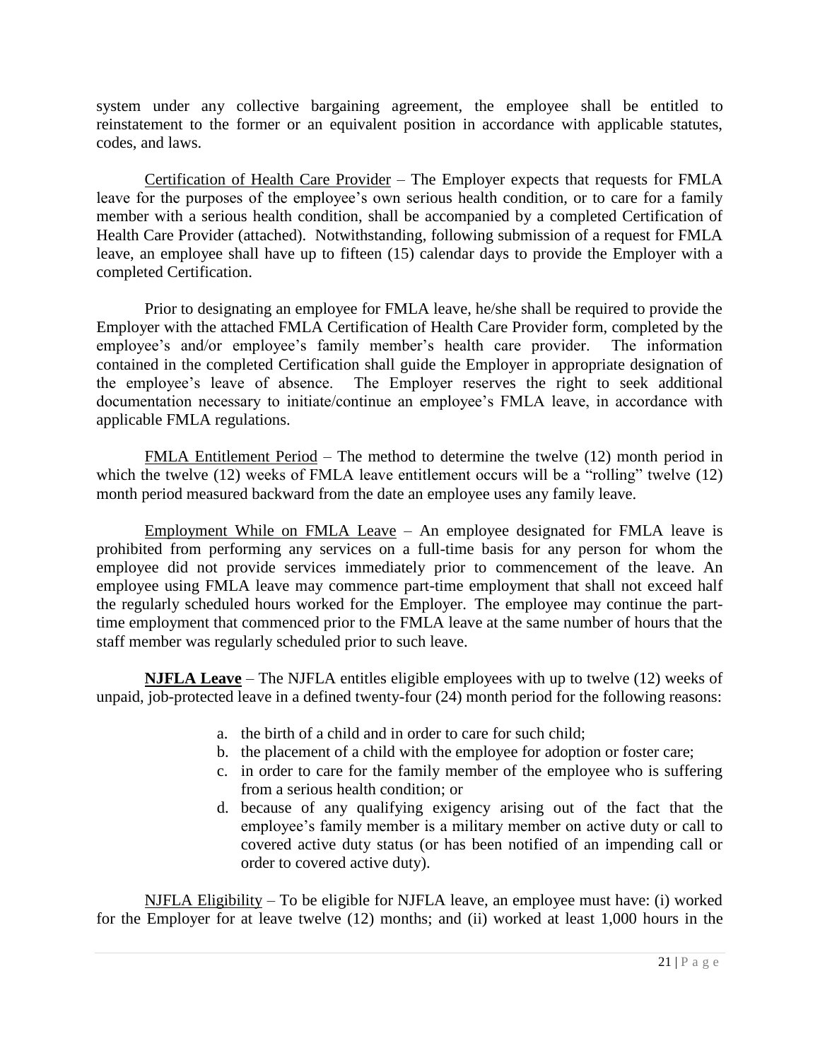system under any collective bargaining agreement, the employee shall be entitled to reinstatement to the former or an equivalent position in accordance with applicable statutes, codes, and laws.

Certification of Health Care Provider – The Employer expects that requests for FMLA leave for the purposes of the employee's own serious health condition, or to care for a family member with a serious health condition, shall be accompanied by a completed Certification of Health Care Provider (attached). Notwithstanding, following submission of a request for FMLA leave, an employee shall have up to fifteen (15) calendar days to provide the Employer with a completed Certification.

Prior to designating an employee for FMLA leave, he/she shall be required to provide the Employer with the attached FMLA Certification of Health Care Provider form, completed by the employee's and/or employee's family member's health care provider. The information contained in the completed Certification shall guide the Employer in appropriate designation of the employee's leave of absence. The Employer reserves the right to seek additional documentation necessary to initiate/continue an employee's FMLA leave, in accordance with applicable FMLA regulations.

FMLA Entitlement Period – The method to determine the twelve (12) month period in which the twelve (12) weeks of FMLA leave entitlement occurs will be a "rolling" twelve (12) month period measured backward from the date an employee uses any family leave.

Employment While on FMLA Leave – An employee designated for FMLA leave is prohibited from performing any services on a full-time basis for any person for whom the employee did not provide services immediately prior to commencement of the leave. An employee using FMLA leave may commence part-time employment that shall not exceed half the regularly scheduled hours worked for the Employer. The employee may continue the part-time employment that commenced prior to the FMLA leave at the same number of hours that the staff member was regularly scheduled prior to such leave.

**NJFLA Leave** – The NJFLA entitles eligible employees with up to twelve (12) weeks of unpaid, job-protected leave in a defined twenty-four (24) month period for the following reasons:

a. the birth of a child and in order to care for such child;
b. the placement of a child with the employee for adoption or foster care;
c. in order to care for the family member of the employee who is suffering from a serious health condition; or
d. because of any qualifying exigency arising out of the fact that the employee's family member is a military member on active duty or call to covered active duty status (or has been notified of an impending call or order to covered active duty).

NJFLA Eligibility – To be eligible for NJFLA leave, an employee must have: (i) worked for the Employer for at leave twelve (12) months; and (ii) worked at least 1,000 hours in the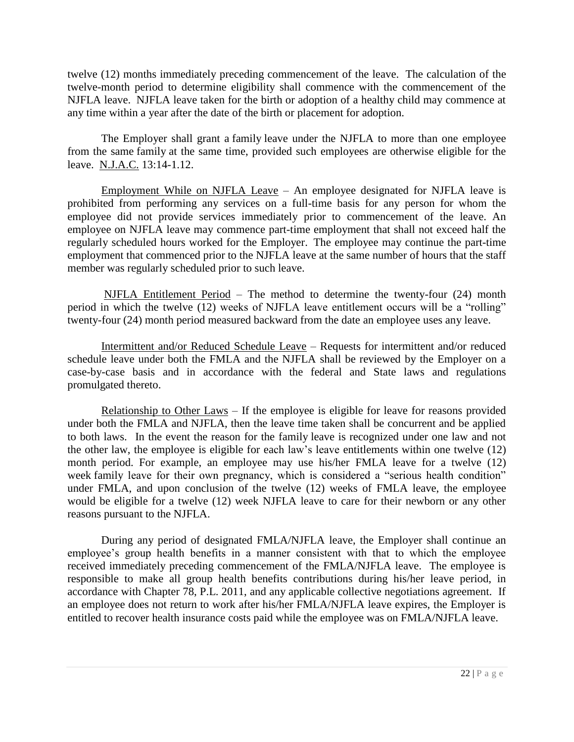twelve (12) months immediately preceding commencement of the leave. The calculation of the twelve-month period to determine eligibility shall commence with the commencement of the NJFLA leave. NJFLA leave taken for the birth or adoption of a healthy child may commence at any time within a year after the date of the birth or placement for adoption.

The Employer shall grant a family leave under the NJFLA to more than one employee from the same family at the same time, provided such employees are otherwise eligible for the leave. N.J.A.C. 13:14-1.12.

Employment While on NJFLA Leave – An employee designated for NJFLA leave is prohibited from performing any services on a full-time basis for any person for whom the employee did not provide services immediately prior to commencement of the leave. An employee on NJFLA leave may commence part-time employment that shall not exceed half the regularly scheduled hours worked for the Employer. The employee may continue the part-time employment that commenced prior to the NJFLA leave at the same number of hours that the staff member was regularly scheduled prior to such leave.

NJFLA Entitlement Period – The method to determine the twenty-four (24) month period in which the twelve (12) weeks of NJFLA leave entitlement occurs will be a "rolling" twenty-four (24) month period measured backward from the date an employee uses any leave.

Intermittent and/or Reduced Schedule Leave – Requests for intermittent and/or reduced schedule leave under both the FMLA and the NJFLA shall be reviewed by the Employer on a case-by-case basis and in accordance with the federal and State laws and regulations promulgated thereto.

Relationship to Other Laws – If the employee is eligible for leave for reasons provided under both the FMLA and NJFLA, then the leave time taken shall be concurrent and be applied to both laws. In the event the reason for the family leave is recognized under one law and not the other law, the employee is eligible for each law's leave entitlements within one twelve (12) month period. For example, an employee may use his/her FMLA leave for a twelve (12) week family leave for their own pregnancy, which is considered a "serious health condition" under FMLA, and upon conclusion of the twelve (12) weeks of FMLA leave, the employee would be eligible for a twelve (12) week NJFLA leave to care for their newborn or any other reasons pursuant to the NJFLA.

During any period of designated FMLA/NJFLA leave, the Employer shall continue an employee's group health benefits in a manner consistent with that to which the employee received immediately preceding commencement of the FMLA/NJFLA leave. The employee is responsible to make all group health benefits contributions during his/her leave period, in accordance with Chapter 78, P.L. 2011, and any applicable collective negotiations agreement. If an employee does not return to work after his/her FMLA/NJFLA leave expires, the Employer is entitled to recover health insurance costs paid while the employee was on FMLA/NJFLA leave.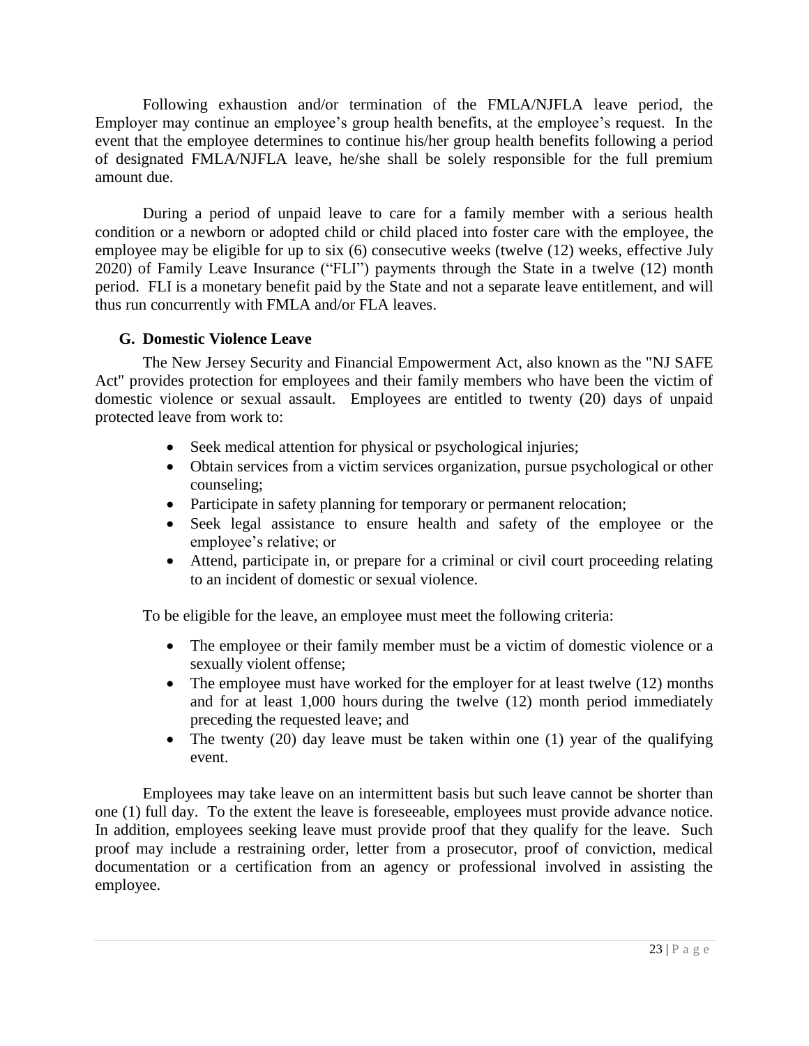Following exhaustion and/or termination of the FMLA/NJFLA leave period, the Employer may continue an employee's group health benefits, at the employee's request. In the event that the employee determines to continue his/her group health benefits following a period of designated FMLA/NJFLA leave, he/she shall be solely responsible for the full premium amount due.

During a period of unpaid leave to care for a family member with a serious health condition or a newborn or adopted child or child placed into foster care with the employee, the employee may be eligible for up to six (6) consecutive weeks (twelve (12) weeks, effective July 2020) of Family Leave Insurance ("FLI") payments through the State in a twelve (12) month period. FLI is a monetary benefit paid by the State and not a separate leave entitlement, and will thus run concurrently with FMLA and/or FLA leaves.

### G. Domestic Violence Leave

The New Jersey Security and Financial Empowerment Act, also known as the "NJ SAFE Act" provides protection for employees and their family members who have been the victim of domestic violence or sexual assault. Employees are entitled to twenty (20) days of unpaid protected leave from work to:

- Seek medical attention for physical or psychological injuries;
- Obtain services from a victim services organization, pursue psychological or other counseling;
- Participate in safety planning for temporary or permanent relocation;
- Seek legal assistance to ensure health and safety of the employee or the employee's relative; or
- Attend, participate in, or prepare for a criminal or civil court proceeding relating to an incident of domestic or sexual violence.

To be eligible for the leave, an employee must meet the following criteria:

- The employee or their family member must be a victim of domestic violence or a sexually violent offense;
- The employee must have worked for the employer for at least twelve (12) months and for at least 1,000 hours during the twelve (12) month period immediately preceding the requested leave; and
- The twenty (20) day leave must be taken within one (1) year of the qualifying event.

Employees may take leave on an intermittent basis but such leave cannot be shorter than one (1) full day. To the extent the leave is foreseeable, employees must provide advance notice. In addition, employees seeking leave must provide proof that they qualify for the leave. Such proof may include a restraining order, letter from a prosecutor, proof of conviction, medical documentation or a certification from an agency or professional involved in assisting the employee.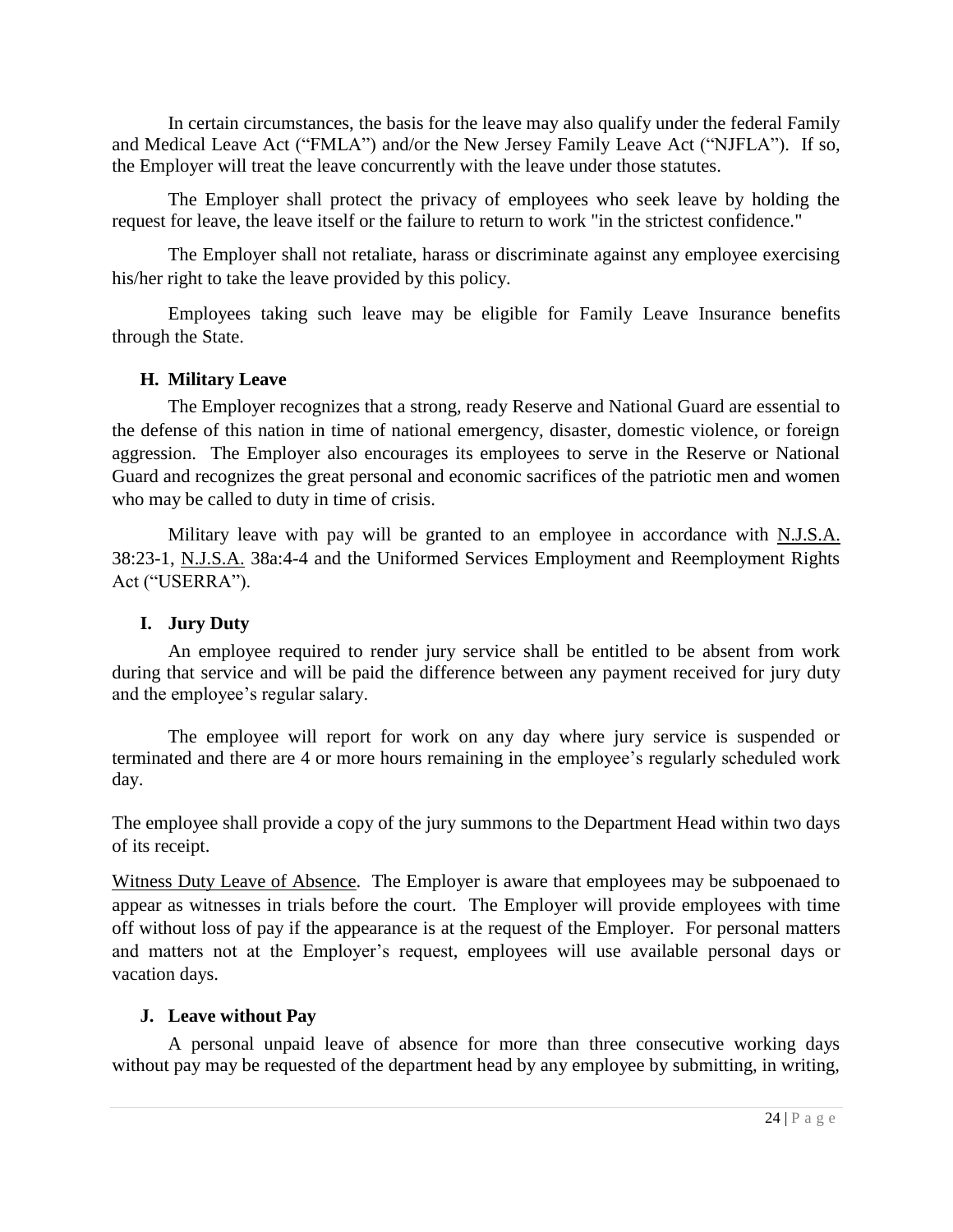In certain circumstances, the basis for the leave may also qualify under the federal Family and Medical Leave Act ("FMLA") and/or the New Jersey Family Leave Act ("NJFLA"). If so, the Employer will treat the leave concurrently with the leave under those statutes.

The Employer shall protect the privacy of employees who seek leave by holding the request for leave, the leave itself or the failure to return to work "in the strictest confidence."

The Employer shall not retaliate, harass or discriminate against any employee exercising his/her right to take the leave provided by this policy.

Employees taking such leave may be eligible for Family Leave Insurance benefits through the State.

### H. Military Leave

The Employer recognizes that a strong, ready Reserve and National Guard are essential to the defense of this nation in time of national emergency, disaster, domestic violence, or foreign aggression. The Employer also encourages its employees to serve in the Reserve or National Guard and recognizes the great personal and economic sacrifices of the patriotic men and women who may be called to duty in time of crisis.

Military leave with pay will be granted to an employee in accordance with N.J.S.A. 38:23-1, N.J.S.A. 38a:4-4 and the Uniformed Services Employment and Reemployment Rights Act ("USERRA").

### I. Jury Duty

An employee required to render jury service shall be entitled to be absent from work during that service and will be paid the difference between any payment received for jury duty and the employee's regular salary.

The employee will report for work on any day where jury service is suspended or terminated and there are 4 or more hours remaining in the employee's regularly scheduled work day.

The employee shall provide a copy of the jury summons to the Department Head within two days of its receipt.

Witness Duty Leave of Absence. The Employer is aware that employees may be subpoenaed to appear as witnesses in trials before the court. The Employer will provide employees with time off without loss of pay if the appearance is at the request of the Employer. For personal matters and matters not at the Employer's request, employees will use available personal days or vacation days.

### J. Leave without Pay

A personal unpaid leave of absence for more than three consecutive working days without pay may be requested of the department head by any employee by submitting, in writing,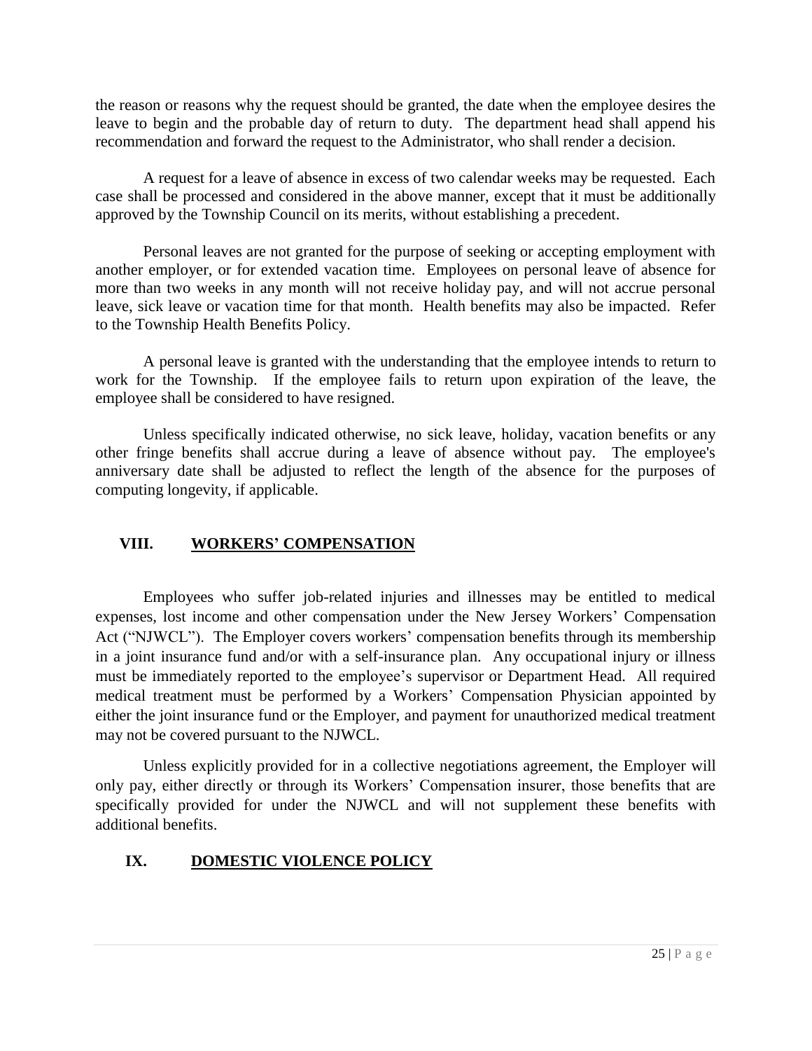the reason or reasons why the request should be granted, the date when the employee desires the leave to begin and the probable day of return to duty. The department head shall append his recommendation and forward the request to the Administrator, who shall render a decision.

A request for a leave of absence in excess of two calendar weeks may be requested. Each case shall be processed and considered in the above manner, except that it must be additionally approved by the Township Council on its merits, without establishing a precedent.

Personal leaves are not granted for the purpose of seeking or accepting employment with another employer, or for extended vacation time. Employees on personal leave of absence for more than two weeks in any month will not receive holiday pay, and will not accrue personal leave, sick leave or vacation time for that month. Health benefits may also be impacted. Refer to the Township Health Benefits Policy.

A personal leave is granted with the understanding that the employee intends to return to work for the Township. If the employee fails to return upon expiration of the leave, the employee shall be considered to have resigned.

Unless specifically indicated otherwise, no sick leave, holiday, vacation benefits or any other fringe benefits shall accrue during a leave of absence without pay. The employee's anniversary date shall be adjusted to reflect the length of the absence for the purposes of computing longevity, if applicable.

## VIII. WORKERS' COMPENSATION

Employees who suffer job-related injuries and illnesses may be entitled to medical expenses, lost income and other compensation under the New Jersey Workers' Compensation Act ("NJWCL"). The Employer covers workers' compensation benefits through its membership in a joint insurance fund and/or with a self-insurance plan. Any occupational injury or illness must be immediately reported to the employee's supervisor or Department Head. All required medical treatment must be performed by a Workers' Compensation Physician appointed by either the joint insurance fund or the Employer, and payment for unauthorized medical treatment may not be covered pursuant to the NJWCL.

Unless explicitly provided for in a collective negotiations agreement, the Employer will only pay, either directly or through its Workers' Compensation insurer, those benefits that are specifically provided for under the NJWCL and will not supplement these benefits with additional benefits.

## IX. DOMESTIC VIOLENCE POLICY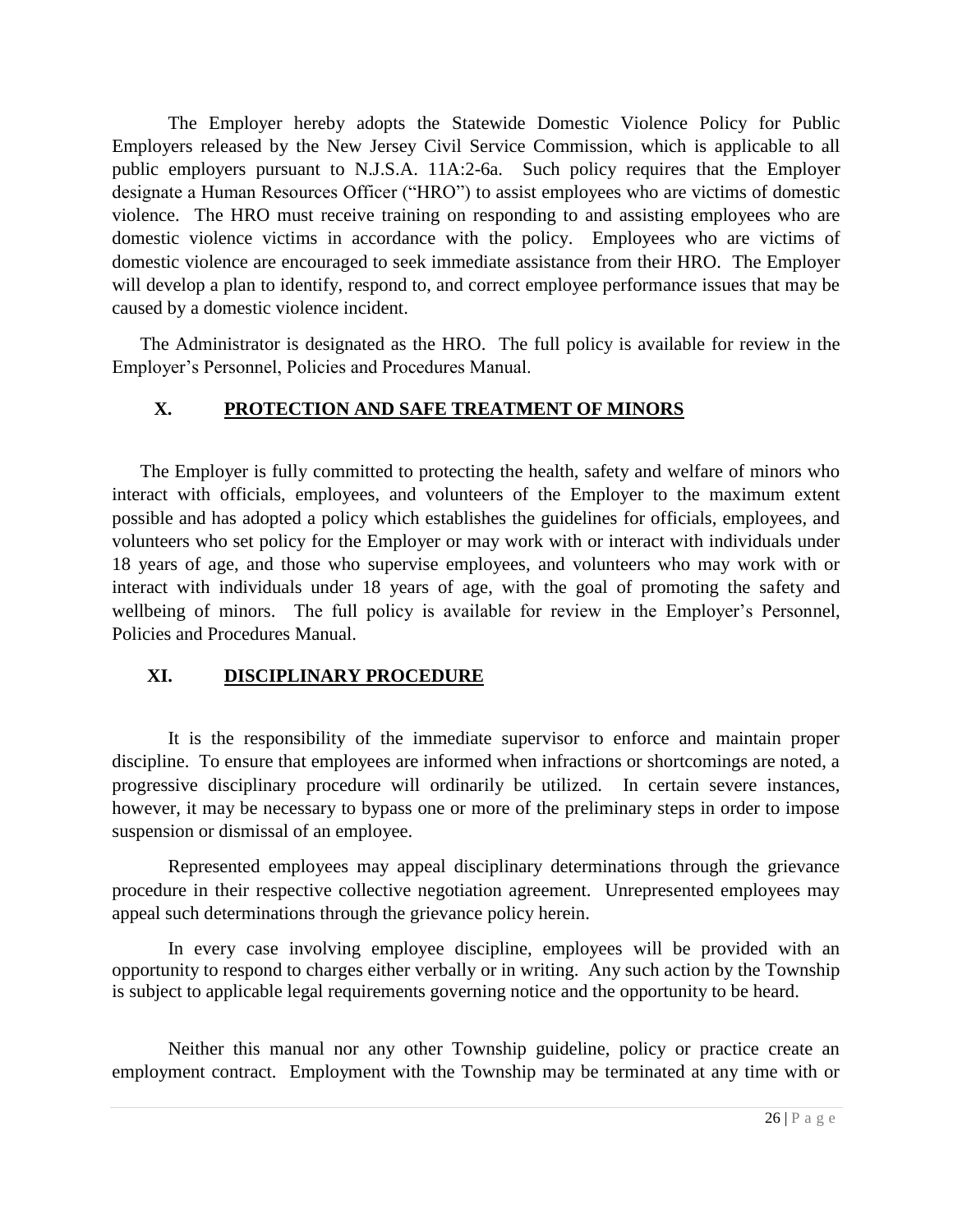The Employer hereby adopts the Statewide Domestic Violence Policy for Public Employers released by the New Jersey Civil Service Commission, which is applicable to all public employers pursuant to N.J.S.A. 11A:2-6a. Such policy requires that the Employer designate a Human Resources Officer ("HRO") to assist employees who are victims of domestic violence. The HRO must receive training on responding to and assisting employees who are domestic violence victims in accordance with the policy. Employees who are victims of domestic violence are encouraged to seek immediate assistance from their HRO. The Employer will develop a plan to identify, respond to, and correct employee performance issues that may be caused by a domestic violence incident.

The Administrator is designated as the HRO. The full policy is available for review in the Employer's Personnel, Policies and Procedures Manual.

## X. PROTECTION AND SAFE TREATMENT OF MINORS

The Employer is fully committed to protecting the health, safety and welfare of minors who interact with officials, employees, and volunteers of the Employer to the maximum extent possible and has adopted a policy which establishes the guidelines for officials, employees, and volunteers who set policy for the Employer or may work with or interact with individuals under 18 years of age, and those who supervise employees, and volunteers who may work with or interact with individuals under 18 years of age, with the goal of promoting the safety and wellbeing of minors. The full policy is available for review in the Employer's Personnel, Policies and Procedures Manual.

## XI. DISCIPLINARY PROCEDURE

It is the responsibility of the immediate supervisor to enforce and maintain proper discipline. To ensure that employees are informed when infractions or shortcomings are noted, a progressive disciplinary procedure will ordinarily be utilized. In certain severe instances, however, it may be necessary to bypass one or more of the preliminary steps in order to impose suspension or dismissal of an employee.

Represented employees may appeal disciplinary determinations through the grievance procedure in their respective collective negotiation agreement. Unrepresented employees may appeal such determinations through the grievance policy herein.

In every case involving employee discipline, employees will be provided with an opportunity to respond to charges either verbally or in writing. Any such action by the Township is subject to applicable legal requirements governing notice and the opportunity to be heard.

Neither this manual nor any other Township guideline, policy or practice create an employment contract. Employment with the Township may be terminated at any time with or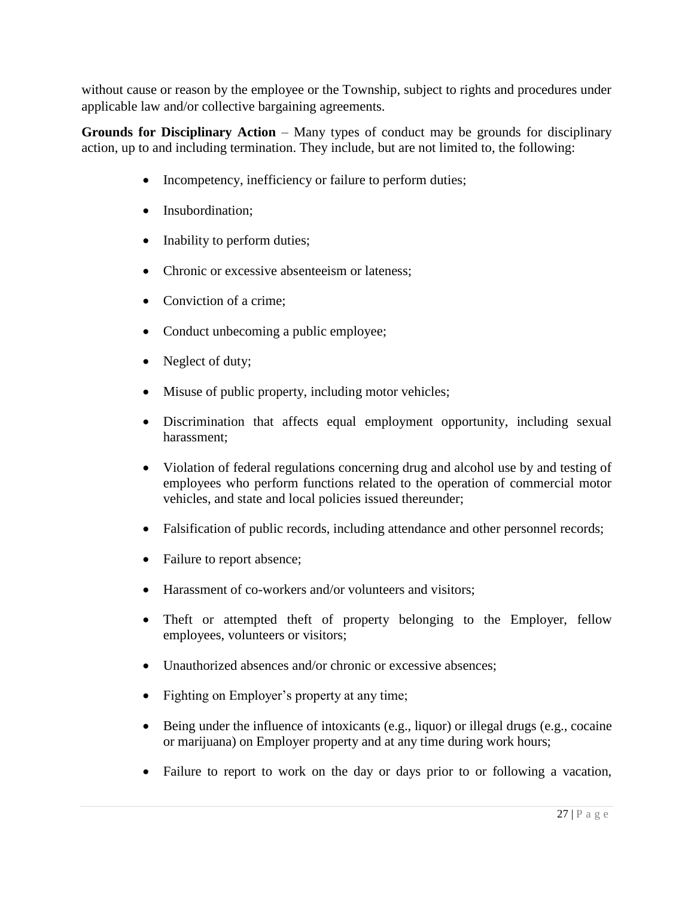without cause or reason by the employee or the Township, subject to rights and procedures under applicable law and/or collective bargaining agreements.

**Grounds for Disciplinary Action** – Many types of conduct may be grounds for disciplinary action, up to and including termination. They include, but are not limited to, the following:

- Incompetency, inefficiency or failure to perform duties;
- Insubordination;
- Inability to perform duties;
- Chronic or excessive absenteeism or lateness;
- Conviction of a crime;
- Conduct unbecoming a public employee;
- Neglect of duty;
- Misuse of public property, including motor vehicles;
- Discrimination that affects equal employment opportunity, including sexual harassment;
- Violation of federal regulations concerning drug and alcohol use by and testing of employees who perform functions related to the operation of commercial motor vehicles, and state and local policies issued thereunder;
- Falsification of public records, including attendance and other personnel records;
- Failure to report absence;
- Harassment of co-workers and/or volunteers and visitors;
- Theft or attempted theft of property belonging to the Employer, fellow employees, volunteers or visitors;
- Unauthorized absences and/or chronic or excessive absences;
- Fighting on Employer's property at any time;
- Being under the influence of intoxicants (e.g., liquor) or illegal drugs (e.g., cocaine or marijuana) on Employer property and at any time during work hours;
- Failure to report to work on the day or days prior to or following a vacation,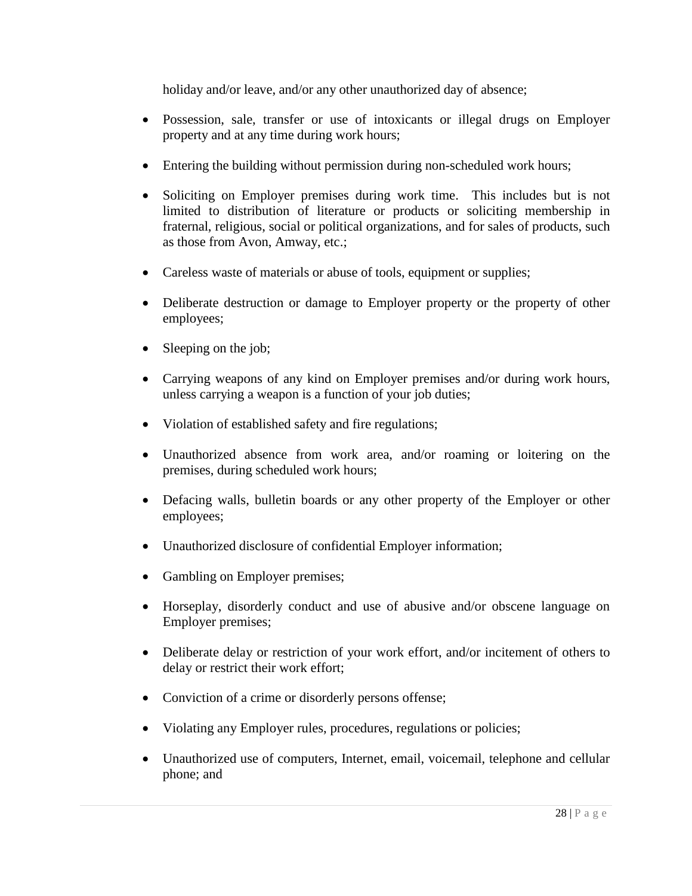holiday and/or leave, and/or any other unauthorized day of absence;

- Possession, sale, transfer or use of intoxicants or illegal drugs on Employer property and at any time during work hours;
- Entering the building without permission during non-scheduled work hours;
- Soliciting on Employer premises during work time. This includes but is not limited to distribution of literature or products or soliciting membership in fraternal, religious, social or political organizations, and for sales of products, such as those from Avon, Amway, etc.;
- Careless waste of materials or abuse of tools, equipment or supplies;
- Deliberate destruction or damage to Employer property or the property of other employees;
- Sleeping on the job;
- Carrying weapons of any kind on Employer premises and/or during work hours, unless carrying a weapon is a function of your job duties;
- Violation of established safety and fire regulations;
- Unauthorized absence from work area, and/or roaming or loitering on the premises, during scheduled work hours;
- Defacing walls, bulletin boards or any other property of the Employer or other employees;
- Unauthorized disclosure of confidential Employer information;
- Gambling on Employer premises;
- Horseplay, disorderly conduct and use of abusive and/or obscene language on Employer premises;
- Deliberate delay or restriction of your work effort, and/or incitement of others to delay or restrict their work effort;
- Conviction of a crime or disorderly persons offense;
- Violating any Employer rules, procedures, regulations or policies;
- Unauthorized use of computers, Internet, email, voicemail, telephone and cellular phone; and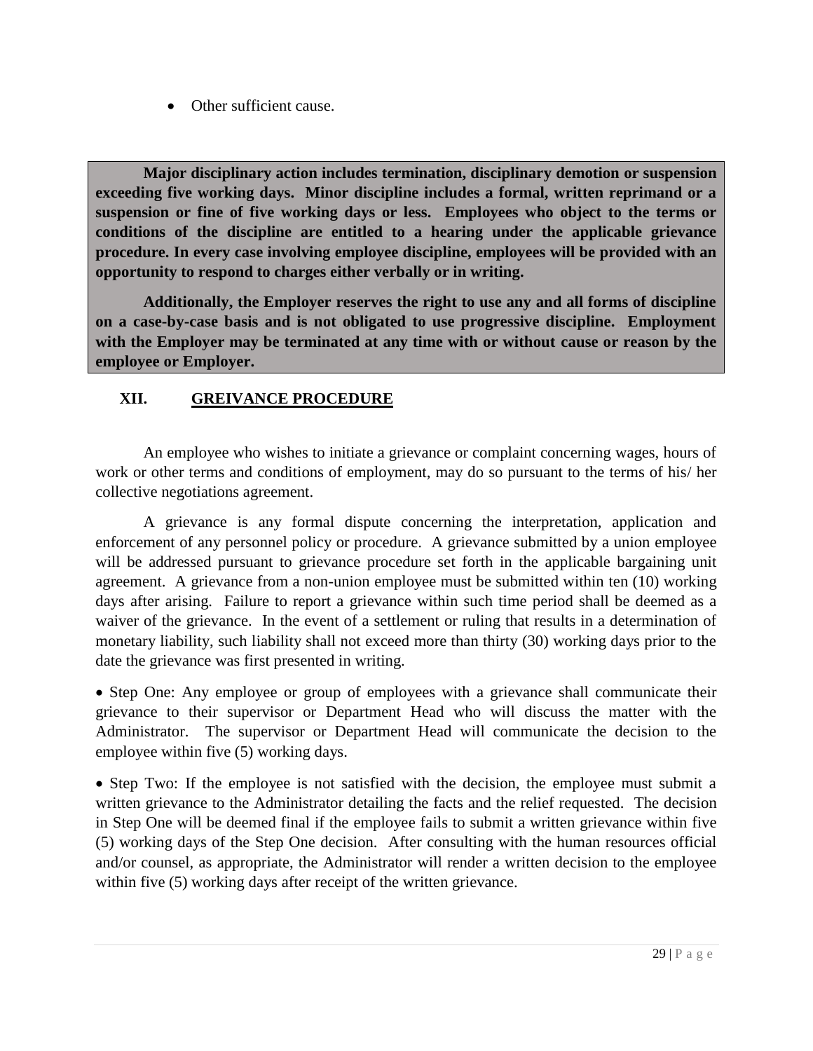- Other sufficient cause.

**Major disciplinary action includes termination, disciplinary demotion or suspension exceeding five working days. Minor discipline includes a formal, written reprimand or a suspension or fine of five working days or less. Employees who object to the terms or conditions of the discipline are entitled to a hearing under the applicable grievance procedure. In every case involving employee discipline, employees will be provided with an opportunity to respond to charges either verbally or in writing.**

**Additionally, the Employer reserves the right to use any and all forms of discipline on a case-by-case basis and is not obligated to use progressive discipline. Employment with the Employer may be terminated at any time with or without cause or reason by the employee or Employer.**

## XII. GREIVANCE PROCEDURE

An employee who wishes to initiate a grievance or complaint concerning wages, hours of work or other terms and conditions of employment, may do so pursuant to the terms of his/ her collective negotiations agreement.

A grievance is any formal dispute concerning the interpretation, application and enforcement of any personnel policy or procedure. A grievance submitted by a union employee will be addressed pursuant to grievance procedure set forth in the applicable bargaining unit agreement. A grievance from a non-union employee must be submitted within ten (10) working days after arising. Failure to report a grievance within such time period shall be deemed as a waiver of the grievance. In the event of a settlement or ruling that results in a determination of monetary liability, such liability shall not exceed more than thirty (30) working days prior to the date the grievance was first presented in writing.

- Step One: Any employee or group of employees with a grievance shall communicate their grievance to their supervisor or Department Head who will discuss the matter with the Administrator. The supervisor or Department Head will communicate the decision to the employee within five (5) working days.

- Step Two: If the employee is not satisfied with the decision, the employee must submit a written grievance to the Administrator detailing the facts and the relief requested. The decision in Step One will be deemed final if the employee fails to submit a written grievance within five (5) working days of the Step One decision. After consulting with the human resources official and/or counsel, as appropriate, the Administrator will render a written decision to the employee within five (5) working days after receipt of the written grievance.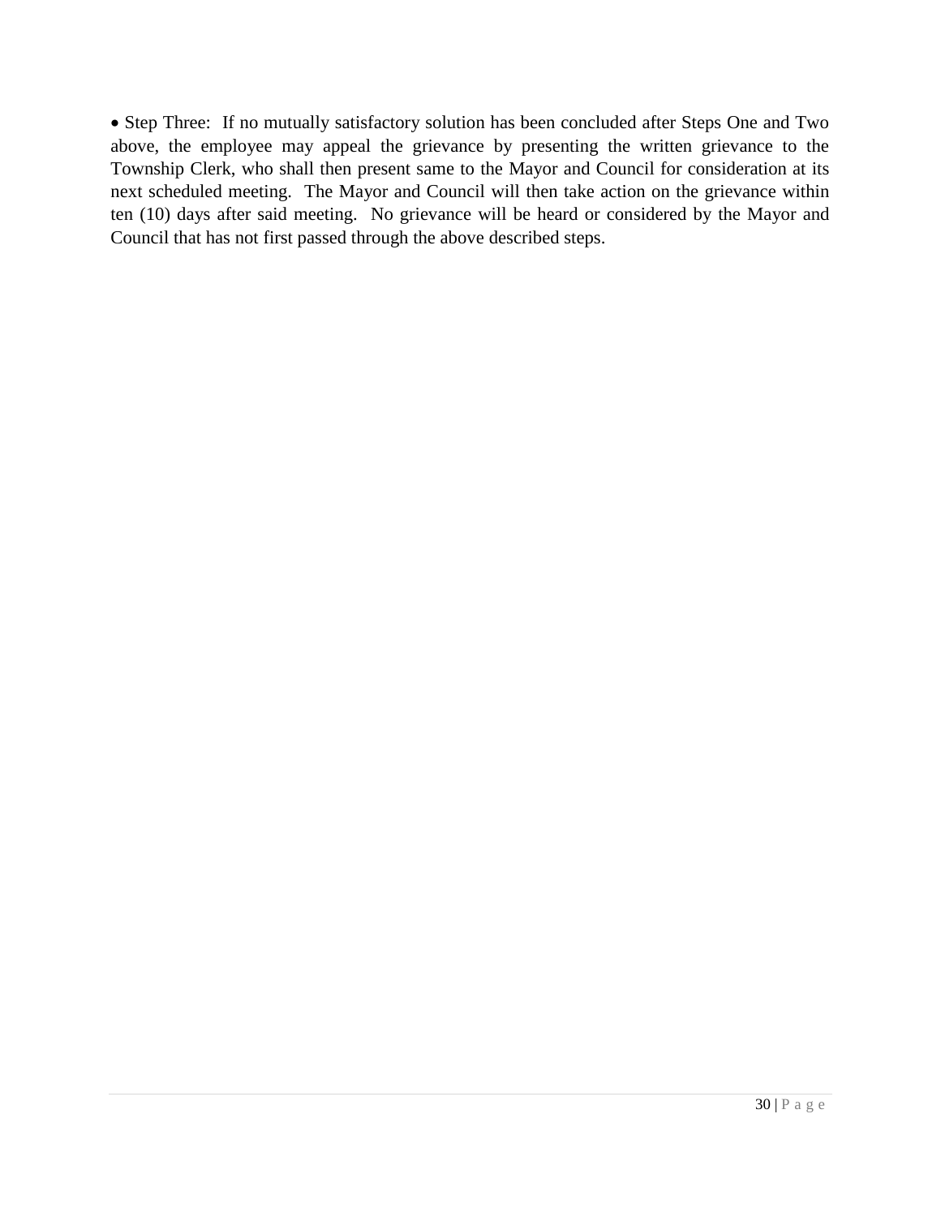- Step Three: If no mutually satisfactory solution has been concluded after Steps One and Two above, the employee may appeal the grievance by presenting the written grievance to the Township Clerk, who shall then present same to the Mayor and Council for consideration at its next scheduled meeting. The Mayor and Council will then take action on the grievance within ten (10) days after said meeting. No grievance will be heard or considered by the Mayor and Council that has not first passed through the above described steps.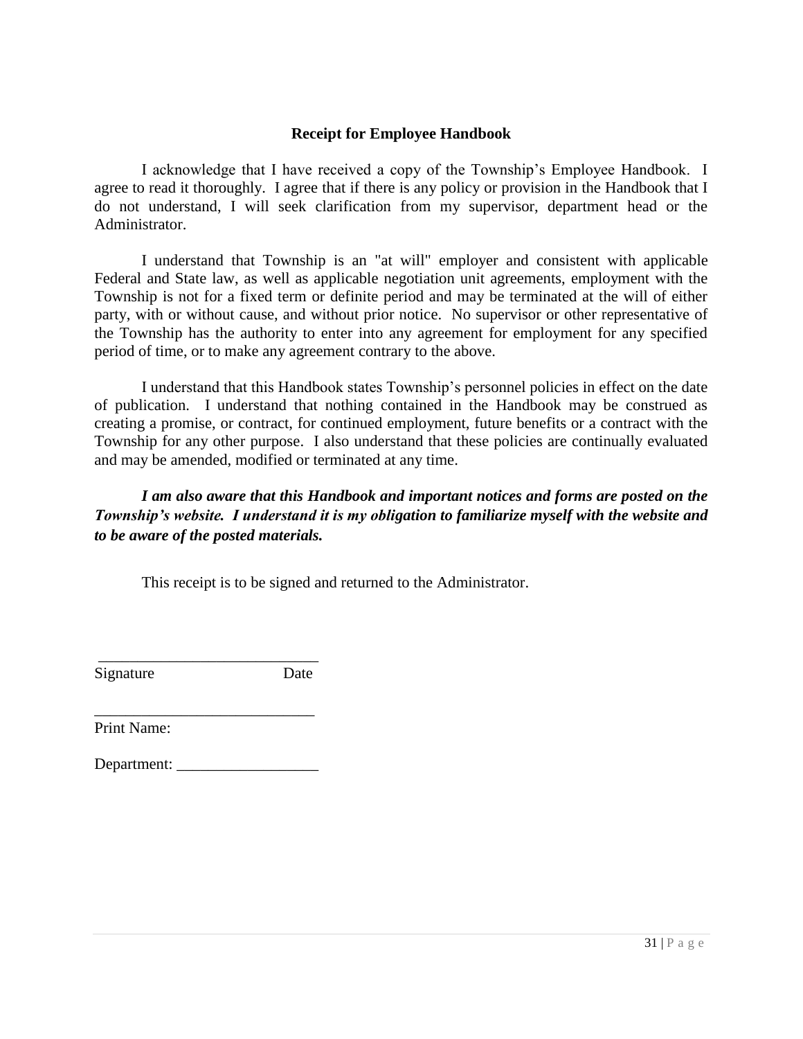## Receipt for Employee Handbook

I acknowledge that I have received a copy of the Township's Employee Handbook. I agree to read it thoroughly. I agree that if there is any policy or provision in the Handbook that I do not understand, I will seek clarification from my supervisor, department head or the Administrator.

I understand that Township is an "at will" employer and consistent with applicable Federal and State law, as well as applicable negotiation unit agreements, employment with the Township is not for a fixed term or definite period and may be terminated at the will of either party, with or without cause, and without prior notice. No supervisor or other representative of the Township has the authority to enter into any agreement for employment for any specified period of time, or to make any agreement contrary to the above.

I understand that this Handbook states Township's personnel policies in effect on the date of publication. I understand that nothing contained in the Handbook may be construed as creating a promise, or contract, for continued employment, future benefits or a contract with the Township for any other purpose. I also understand that these policies are continually evaluated and may be amended, modified or terminated at any time.

***I am also aware that this Handbook and important notices and forms are posted on the Township's website. I understand it is my obligation to familiarize myself with the website and to be aware of the posted materials.***

This receipt is to be signed and returned to the Administrator.

____________________________
Signature Date

____________________________
Print Name:

Department: __________________